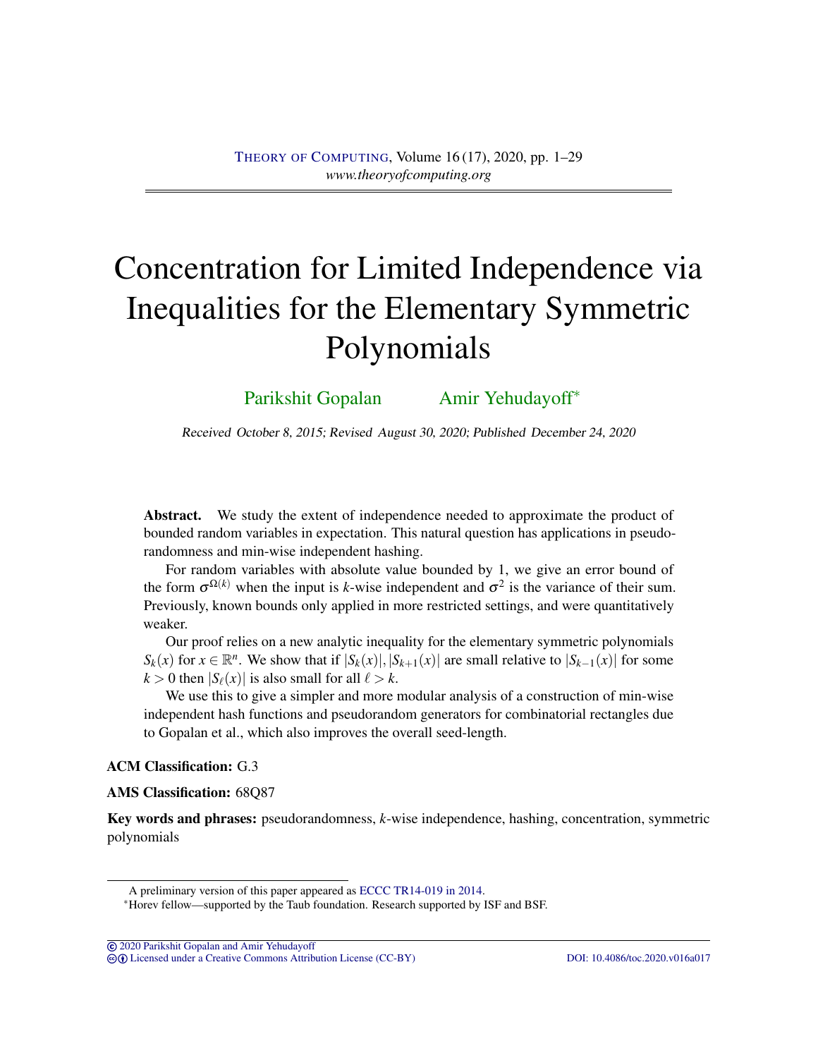# Concentration for Limited Independence via Inequalities for the Elementary Symmetric Polynomials

Parikshit Gopalan Amir Yehudayoff[*]

Received October 8, 2015; Revised August 30, 2020; Published December 24, 2020

**Abstract.** We study the extent of independence needed to approximate the product of bounded random variables in expectation. This natural question has applications in pseudorandomness and min-wise independent hashing.

For random variables with absolute value bounded by 1, we give an error bound of the form $\sigma^{\Omega(k)}$ when the input is $k$-wise independent and $\sigma^2$ is the variance of their sum. Previously, known bounds only applied in more restricted settings, and were quantitatively weaker.

Our proof relies on a new analytic inequality for the elementary symmetric polynomials $S_k(x)$ for $x \in \mathbb{R}^n$. We show that if $|S_k(x)|, |S_{k+1}(x)|$ are small relative to $|S_{k-1}(x)|$ for some $k > 0$ then $|S_\ell(x)|$ is also small for all $\ell > k$.

We use this to give a simpler and more modular analysis of a construction of min-wise independent hash functions and pseudorandom generators for combinatorial rectangles due to Gopalan et al., which also improves the overall seed-length.

**ACM Classification:** G.3

**AMS Classification:** 68Q87

**Key words and phrases:** pseudorandomness, $k$-wise independence, hashing, concentration, symmetric polynomials

---

A preliminary version of this paper appeared as ECCC TR14-019 in 2014.

[*]Horev fellow—supported by the Taub foundation. Research supported by ISF and BSF.

© 2020 Parikshit Gopalan and Amir Yehudayoff
Licensed under a Creative Commons Attribution License (CC-BY) DOI: 10.4086/toc.2020.v016a017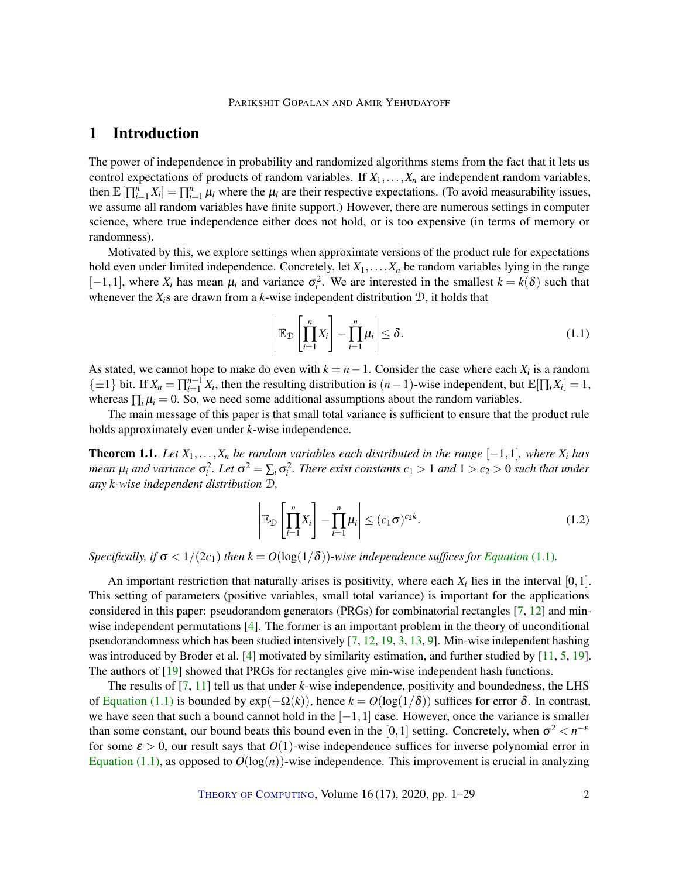# 1 Introduction

The power of independence in probability and randomized algorithms stems from the fact that it lets us control expectations of products of random variables. If $X_1,\dots,X_n$ are independent random variables, then $\mathbb{E}[\prod_{i=1}^n X_i] = \prod_{i=1}^n \mu_i$ where the $\mu_i$ are their respective expectations. (To avoid measurability issues, we assume all random variables have finite support.) However, there are numerous settings in computer science, where true independence either does not hold, or is too expensive (in terms of memory or randomness).

Motivated by this, we explore settings when approximate versions of the product rule for expectations hold even under limited independence. Concretely, let $X_1,\dots,X_n$ be random variables lying in the range $[-1,1]$, where $X_i$ has mean $\mu_i$ and variance $\sigma_i^2$. We are interested in the smallest $k = k(\delta)$ such that whenever the $X_i$s are drawn from a $k$-wise independent distribution $\mathcal{D}$, it holds that

$$\left| \mathbb{E}_{\mathcal{D}}\left[\prod_{i=1}^n X_i\right] - \prod_{i=1}^n \mu_i \right| \le \delta. \tag{1.1}$$

As stated, we cannot hope to make do even with $k = n-1$. Consider the case where each $X_i$ is a random $\{\pm 1\}$ bit. If $X_n = \prod_{i=1}^{n-1} X_i$, then the resulting distribution is $(n-1)$-wise independent, but $\mathbb{E}[\prod_i X_i] = 1$, whereas $\prod_i \mu_i = 0$. So, we need some additional assumptions about the random variables.

The main message of this paper is that small total variance is sufficient to ensure that the product rule holds approximately even under $k$-wise independence.

**Theorem 1.1.** *Let $X_1,\dots,X_n$ be random variables each distributed in the range $[-1,1]$, where $X_i$ has mean $\mu_i$ and variance $\sigma_i^2$. Let $\sigma^2 = \sum_i \sigma_i^2$. There exist constants $c_1 > 1$ and $1 > c_2 > 0$ such that under any $k$-wise independent distribution $\mathcal{D}$,*

$$\left| \mathbb{E}_{\mathcal{D}}\left[\prod_{i=1}^n X_i\right] - \prod_{i=1}^n \mu_i \right| \le (c_1\sigma)^{c_2 k}. \tag{1.2}$$

*Specifically, if $\sigma < 1/(2c_1)$ then $k = O(\log(1/\delta))$-wise independence suffices for Equation (1.1).*

An important restriction that naturally arises is positivity, where each $X_i$ lies in the interval $[0,1]$. This setting of parameters (positive variables, small total variance) is important for the applications considered in this paper: pseudorandom generators (PRGs) for combinatorial rectangles [7, 12] and min-wise independent permutations [4]. The former is an important problem in the theory of unconditional pseudorandomness which has been studied intensively [7, 12, 19, 3, 13, 9]. Min-wise independent hashing was introduced by Broder et al. [4] motivated by similarity estimation, and further studied by [11, 5, 19]. The authors of [19] showed that PRGs for rectangles give min-wise independent hash functions.

The results of [7, 11] tell us that under $k$-wise independence, positivity and boundedness, the LHS of Equation (1.1) is bounded by $\exp(-\Omega(k))$, hence $k = O(\log(1/\delta))$ suffices for error $\delta$. In contrast, we have seen that such a bound cannot hold in the $[-1,1]$ case. However, once the variance is smaller than some constant, our bound beats this bound even in the $[0,1]$ setting. Concretely, when $\sigma^2 < n^{-\varepsilon}$ for some $\varepsilon > 0$, our result says that $O(1)$-wise independence suffices for inverse polynomial error in Equation (1.1), as opposed to $O(\log(n))$-wise independence. This improvement is crucial in analyzing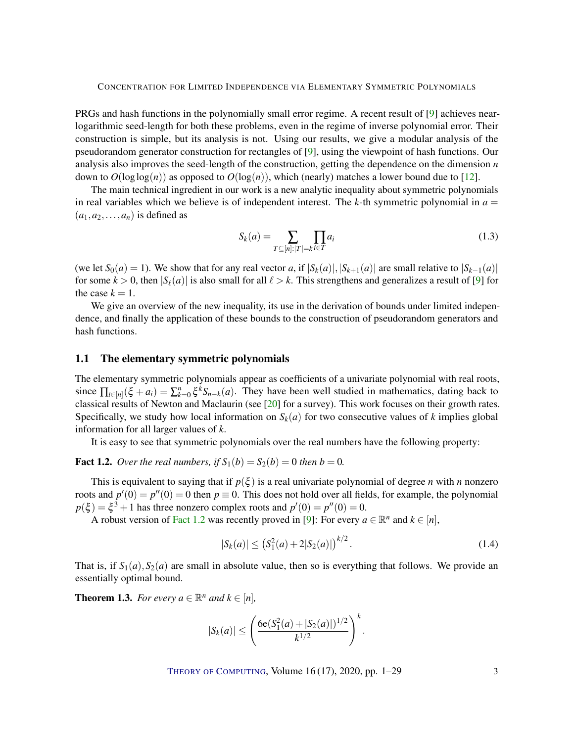PRGs and hash functions in the polynomially small error regime. A recent result of [9] achieves near-logarithmic seed-length for both these problems, even in the regime of inverse polynomial error. Their construction is simple, but its analysis is not. Using our results, we give a modular analysis of the pseudorandom generator construction for rectangles of [9], using the viewpoint of hash functions. Our analysis also improves the seed-length of the construction, getting the dependence on the dimension $n$ down to $O(\log\log(n))$ as opposed to $O(\log(n))$, which (nearly) matches a lower bound due to [12].

The main technical ingredient in our work is a new analytic inequality about symmetric polynomials in real variables which we believe is of independent interest. The $k$-th symmetric polynomial in $a = (a_1, a_2, \ldots, a_n)$ is defined as

$$S_k(a) = \sum_{T \subseteq [n]:|T|=k} \prod_{i \in T} a_i \tag{1.3}$$

(we let $S_0(a) = 1$). We show that for any real vector $a$, if $|S_k(a)|, |S_{k+1}(a)|$ are small relative to $|S_{k-1}(a)|$ for some $k > 0$, then $|S_\ell(a)|$ is also small for all $\ell > k$. This strengthens and generalizes a result of [9] for the case $k = 1$.

We give an overview of the new inequality, its use in the derivation of bounds under limited independence, and finally the application of these bounds to the construction of pseudorandom generators and hash functions.

## 1.1 The elementary symmetric polynomials

The elementary symmetric polynomials appear as coefficients of a univariate polynomial with real roots, since $\prod_{i \in [n]}(\xi + a_i) = \sum_{k=0}^{n} \xi^k S_{n-k}(a)$. They have been well studied in mathematics, dating back to classical results of Newton and Maclaurin (see [20] for a survey). This work focuses on their growth rates. Specifically, we study how local information on $S_k(a)$ for two consecutive values of $k$ implies global information for all larger values of $k$.

It is easy to see that symmetric polynomials over the real numbers have the following property:

**Fact 1.2.** *Over the real numbers, if $S_1(b) = S_2(b) = 0$ then $b = 0$.*

This is equivalent to saying that if $p(\xi)$ is a real univariate polynomial of degree $n$ with $n$ nonzero roots and $p'(0) = p''(0) = 0$ then $p \equiv 0$. This does not hold over all fields, for example, the polynomial $p(\xi) = \xi^3 + 1$ has three nonzero complex roots and $p'(0) = p''(0) = 0$.

A robust version of Fact 1.2 was recently proved in [9]: For every $a \in \mathbb{R}^n$ and $k \in [n]$,

$$|S_k(a)| \le \left(S_1^2(a) + 2|S_2(a)|\right)^{k/2}. \tag{1.4}$$

That is, if $S_1(a), S_2(a)$ are small in absolute value, then so is everything that follows. We provide an essentially optimal bound.

**Theorem 1.3.** *For every $a \in \mathbb{R}^n$ and $k \in [n]$,*

$$|S_k(a)| \le \left(\frac{6\mathrm{e}(S_1^2(a) + |S_2(a)|)^{1/2}}{k^{1/2}}\right)^k.$$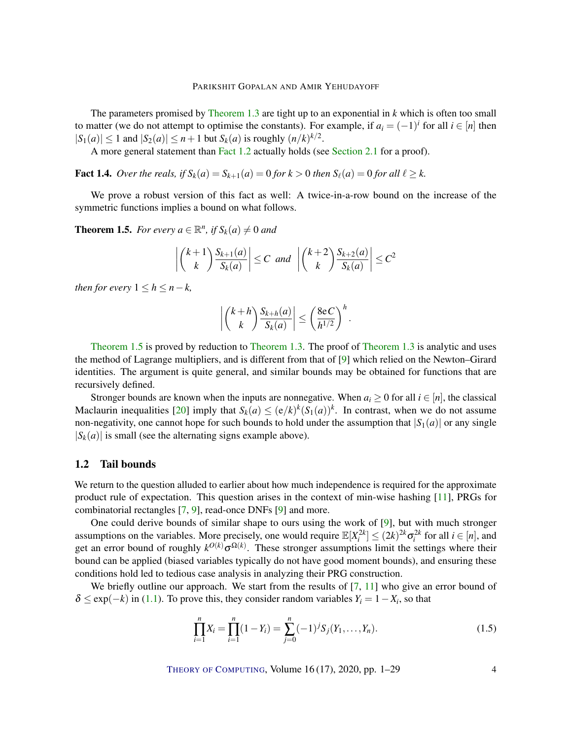The parameters promised by Theorem 1.3 are tight up to an exponential in $k$ which is often too small to matter (we do not attempt to optimise the constants). For example, if $a_i = (-1)^i$ for all $i \in [n]$ then $|S_1(a)| \leq 1$ and $|S_2(a)| \leq n+1$ but $S_k(a)$ is roughly $(n/k)^{k/2}$.

A more general statement than Fact 1.2 actually holds (see Section 2.1 for a proof).

**Fact 1.4.** *Over the reals, if $S_k(a) = S_{k+1}(a) = 0$ for $k > 0$ then $S_\ell(a) = 0$ for all $\ell \geq k$.*

We prove a robust version of this fact as well: A twice-in-a-row bound on the increase of the symmetric functions implies a bound on what follows.

**Theorem 1.5.** *For every $a \in \mathbb{R}^n$, if $S_k(a) \neq 0$ and*

$$\left| \binom{k+1}{k} \frac{S_{k+1}(a)}{S_k(a)} \right| \leq C \text{ and } \left| \binom{k+2}{k} \frac{S_{k+2}(a)}{S_k(a)} \right| \leq C^2$$

*then for every $1 \leq h \leq n-k$,*

$$\left| \binom{k+h}{k} \frac{S_{k+h}(a)}{S_k(a)} \right| \leq \left( \frac{8\mathrm{e}C}{h^{1/2}} \right)^h.$$

Theorem 1.5 is proved by reduction to Theorem 1.3. The proof of Theorem 1.3 is analytic and uses the method of Lagrange multipliers, and is different from that of [9] which relied on the Newton–Girard identities. The argument is quite general, and similar bounds may be obtained for functions that are recursively defined.

Stronger bounds are known when the inputs are nonnegative. When $a_i \geq 0$ for all $i \in [n]$, the classical Maclaurin inequalities [20] imply that $S_k(a) \leq (\mathrm{e}/k)^k (S_1(a))^k$. In contrast, when we do not assume non-negativity, one cannot hope for such bounds to hold under the assumption that $|S_1(a)|$ or any single $|S_k(a)|$ is small (see the alternating signs example above).

## 1.2 Tail bounds

We return to the question alluded to earlier about how much independence is required for the approximate product rule of expectation. This question arises in the context of min-wise hashing [11], PRGs for combinatorial rectangles [7, 9], read-once DNFs [9] and more.

One could derive bounds of similar shape to ours using the work of [9], but with much stronger assumptions on the variables. More precisely, one would require $\mathbb{E}[X_i^{2k}] \leq (2k)^{2k} \sigma_i^{2k}$ for all $i \in [n]$, and get an error bound of roughly $k^{O(k)} \sigma^{\Omega(k)}$. These stronger assumptions limit the settings where their bound can be applied (biased variables typically do not have good moment bounds), and ensuring these conditions hold led to tedious case analysis in analyzing their PRG construction.

We briefly outline our approach. We start from the results of [7, 11] who give an error bound of $\delta \leq \exp(-k)$ in (1.1). To prove this, they consider random variables $Y_i = 1 - X_i$, so that

$$\prod_{i=1}^{n} X_i = \prod_{i=1}^{n} (1 - Y_i) = \sum_{j=0}^{n} (-1)^j S_j(Y_1, \ldots, Y_n). \tag{1.5}$$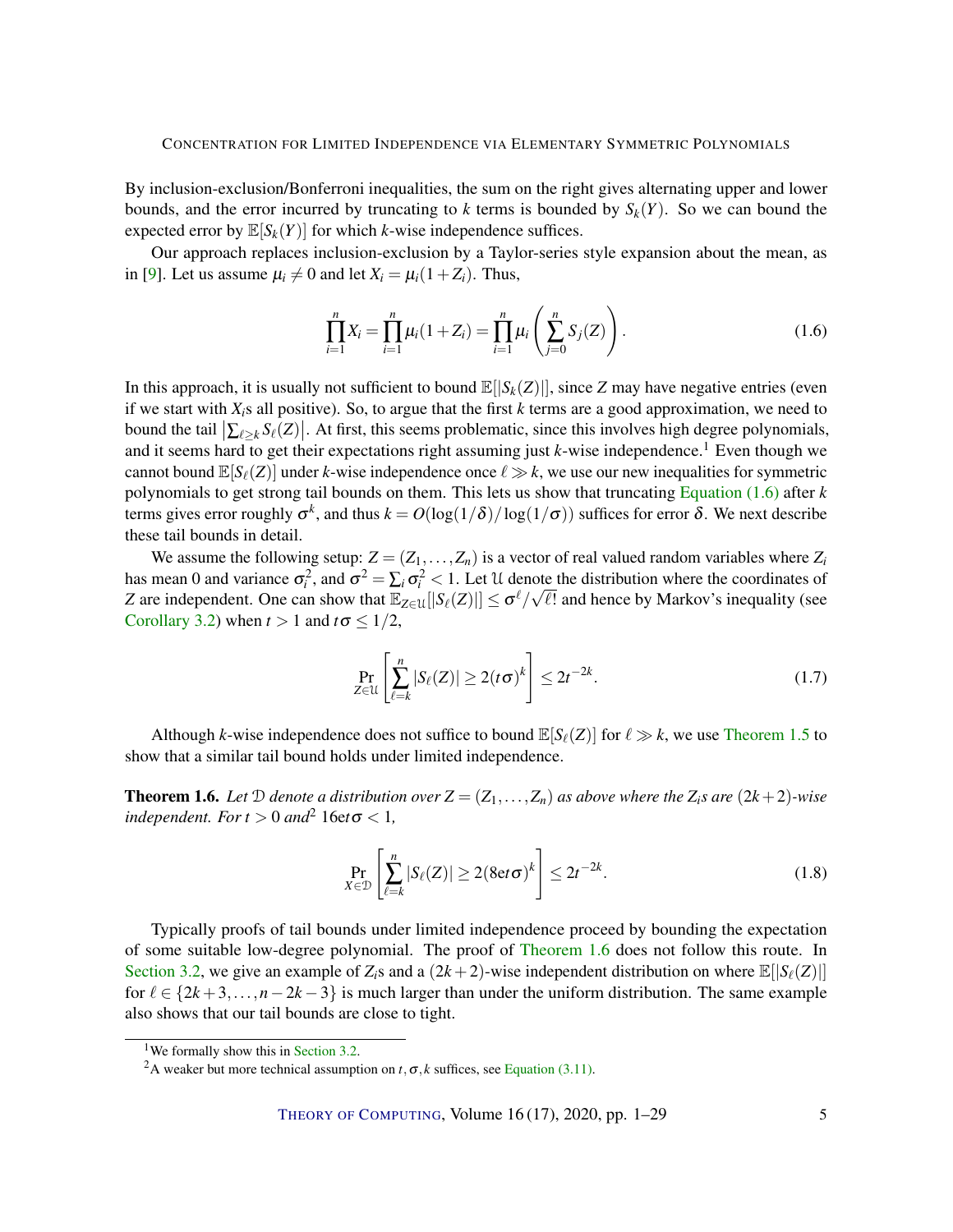By inclusion-exclusion/Bonferroni inequalities, the sum on the right gives alternating upper and lower bounds, and the error incurred by truncating to $k$ terms is bounded by $S_k(Y)$. So we can bound the expected error by $\mathbb{E}[S_k(Y)]$ for which $k$-wise independence suffices.

Our approach replaces inclusion-exclusion by a Taylor-series style expansion about the mean, as in [9]. Let us assume $\mu_i \neq 0$ and let $X_i = \mu_i(1+Z_i)$. Thus,

$$\prod_{i=1}^{n} X_i = \prod_{i=1}^{n} \mu_i(1+Z_i) = \prod_{i=1}^{n} \mu_i \left( \sum_{j=0}^{n} S_j(Z) \right). \tag{1.6}$$

In this approach, it is usually not sufficient to bound $\mathbb{E}[|S_k(Z)|]$, since $Z$ may have negative entries (even if we start with $X_i$s all positive). So, to argue that the first $k$ terms are a good approximation, we need to bound the tail $\left|\sum_{\ell \geq k} S_\ell(Z)\right|$. At first, this seems problematic, since this involves high degree polynomials, and it seems hard to get their expectations right assuming just $k$-wise independence.[1] Even though we cannot bound $\mathbb{E}[S_\ell(Z)]$ under $k$-wise independence once $\ell \gg k$, we use our new inequalities for symmetric polynomials to get strong tail bounds on them. This lets us show that truncating Equation (1.6) after $k$ terms gives error roughly $\sigma^k$, and thus $k = O(\log(1/\delta)/\log(1/\sigma))$ suffices for error $\delta$. We next describe these tail bounds in detail.

We assume the following setup: $Z = (Z_1, \ldots, Z_n)$ is a vector of real valued random variables where $Z_i$ has mean 0 and variance $\sigma_i^2$, and $\sigma^2 = \sum_i \sigma_i^2 < 1$. Let $\mathcal{U}$ denote the distribution where the coordinates of $Z$ are independent. One can show that $\mathbb{E}_{Z \in \mathcal{U}}[|S_\ell(Z)|] \leq \sigma^\ell/\sqrt{\ell!}$ and hence by Markov's inequality (see Corollary 3.2) when $t > 1$ and $t\sigma \leq 1/2$,

$$\Pr_{Z \in \mathcal{U}}\left[\sum_{\ell=k}^{n} |S_\ell(Z)| \geq 2(t\sigma)^k\right] \leq 2t^{-2k}. \tag{1.7}$$

Although $k$-wise independence does not suffice to bound $\mathbb{E}[S_\ell(Z)]$ for $\ell \gg k$, we use Theorem 1.5 to show that a similar tail bound holds under limited independence.

**Theorem 1.6.** *Let $\mathcal{D}$ denote a distribution over $Z = (Z_1, \ldots, Z_n)$ as above where the $Z_i$s are $(2k+2)$-wise independent. For $t > 0$ and*[2] $16\mathrm{e}t\sigma < 1$,

$$\Pr_{X \in \mathcal{D}}\left[\sum_{\ell=k}^{n} |S_\ell(Z)| \geq 2(8\mathrm{e}t\sigma)^k\right] \leq 2t^{-2k}. \tag{1.8}$$

Typically proofs of tail bounds under limited independence proceed by bounding the expectation of some suitable low-degree polynomial. The proof of Theorem 1.6 does not follow this route. In Section 3.2, we give an example of $Z_i$s and a $(2k+2)$-wise independent distribution on where $\mathbb{E}[|S_\ell(Z)|]$ for $\ell \in \{2k+3, \ldots, n-2k-3\}$ is much larger than under the uniform distribution. The same example also shows that our tail bounds are close to tight.

---

[1] We formally show this in Section 3.2.

[2] A weaker but more technical assumption on $t, \sigma, k$ suffices, see Equation (3.11).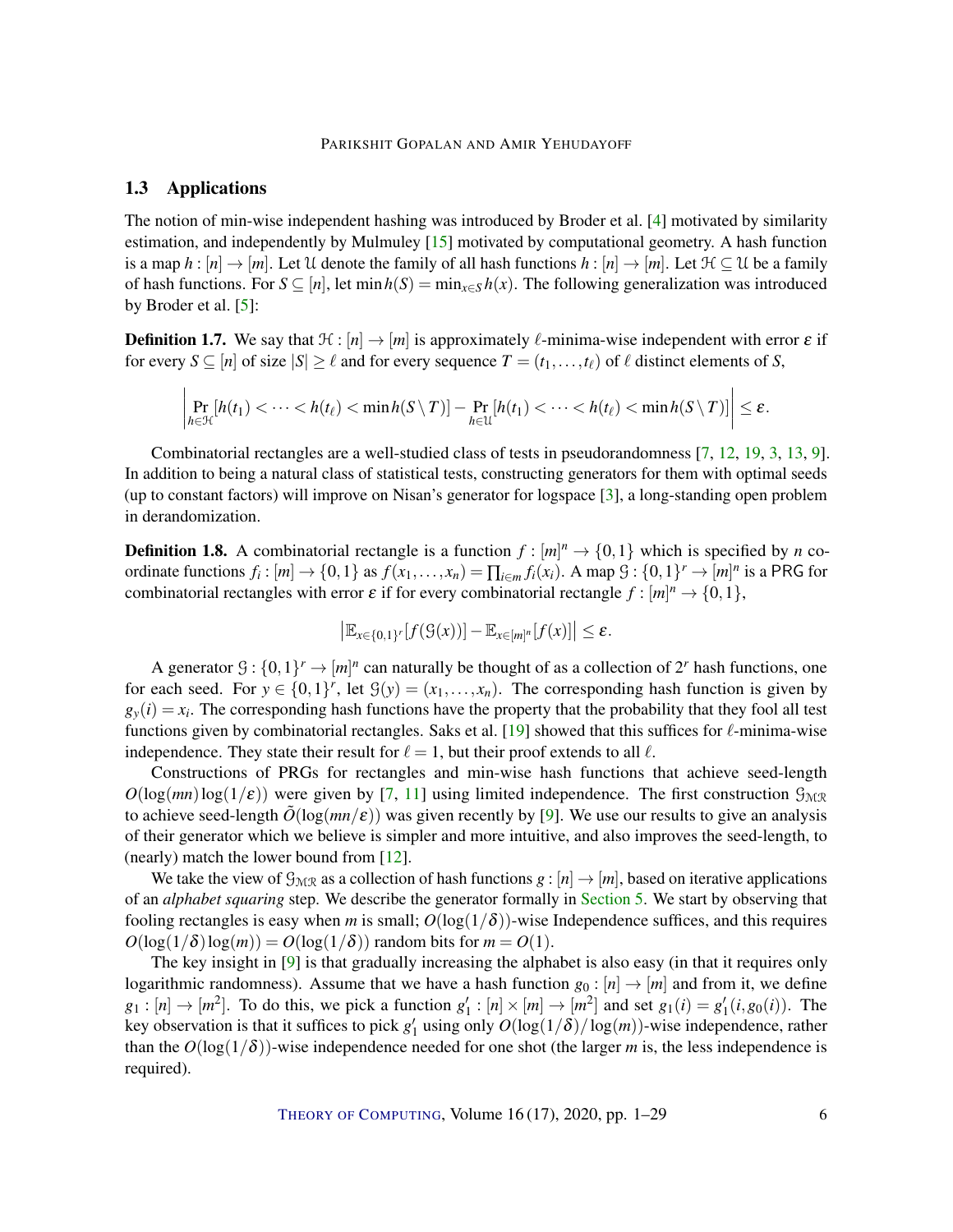### 1.3 Applications

The notion of min-wise independent hashing was introduced by Broder et al. [4] motivated by similarity estimation, and independently by Mulmuley [15] motivated by computational geometry. A hash function is a map $h : [n] \to [m]$. Let $\mathcal{U}$ denote the family of all hash functions $h : [n] \to [m]$. Let $\mathcal{H} \subseteq \mathcal{U}$ be a family of hash functions. For $S \subseteq [n]$, let $\min h(S) = \min_{x \in S} h(x)$. The following generalization was introduced by Broder et al. [5]:

**Definition 1.7.** We say that $\mathcal{H} : [n] \to [m]$ is approximately $\ell$-minima-wise independent with error $\varepsilon$ if for every $S \subseteq [n]$ of size $|S| \geq \ell$ and for every sequence $T = (t_1, \ldots, t_\ell)$ of $\ell$ distinct elements of $S$,

$$\left| \Pr_{h \in \mathcal{H}}[h(t_1) < \cdots < h(t_\ell) < \min h(S \setminus T)] - \Pr_{h \in \mathcal{U}}[h(t_1) < \cdots < h(t_\ell) < \min h(S \setminus T)] \right| \leq \varepsilon.$$

Combinatorial rectangles are a well-studied class of tests in pseudorandomness [7, 12, 19, 3, 13, 9]. In addition to being a natural class of statistical tests, constructing generators for them with optimal seeds (up to constant factors) will improve on Nisan's generator for logspace [3], a long-standing open problem in derandomization.

**Definition 1.8.** A combinatorial rectangle is a function $f : [m]^n \to \{0,1\}$ which is specified by $n$ co-ordinate functions $f_i : [m] \to \{0,1\}$ as $f(x_1, \ldots, x_n) = \prod_{i \in m} f_i(x_i)$. A map $\mathcal{G} : \{0,1\}^r \to [m]^n$ is a PRG for combinatorial rectangles with error $\varepsilon$ if for every combinatorial rectangle $f : [m]^n \to \{0,1\}$,

$$\left| \mathbb{E}_{x \in \{0,1\}^r}[f(\mathcal{G}(x))] - \mathbb{E}_{x \in [m]^n}[f(x)] \right| \leq \varepsilon.$$

A generator $\mathcal{G} : \{0,1\}^r \to [m]^n$ can naturally be thought of as a collection of $2^r$ hash functions, one for each seed. For $y \in \{0,1\}^r$, let $\mathcal{G}(y) = (x_1, \ldots, x_n)$. The corresponding hash function is given by $g_y(i) = x_i$. The corresponding hash functions have the property that the probability that they fool all test functions given by combinatorial rectangles. Saks et al. [19] showed that this suffices for $\ell$-minima-wise independence. They state their result for $\ell = 1$, but their proof extends to all $\ell$.

Constructions of PRGs for rectangles and min-wise hash functions that achieve seed-length $O(\log(mn)\log(1/\varepsilon))$ were given by [7, 11] using limited independence. The first construction $\mathcal{G}_{\mathcal{MR}}$ to achieve seed-length $\tilde{O}(\log(mn/\varepsilon))$ was given recently by [9]. We use our results to give an analysis of their generator which we believe is simpler and more intuitive, and also improves the seed-length, to (nearly) match the lower bound from [12].

We take the view of $\mathcal{G}_{\mathcal{MR}}$ as a collection of hash functions $g : [n] \to [m]$, based on iterative applications of an *alphabet squaring* step. We describe the generator formally in Section 5. We start by observing that fooling rectangles is easy when $m$ is small; $O(\log(1/\delta))$-wise Independence suffices, and this requires $O(\log(1/\delta)\log(m)) = O(\log(1/\delta))$ random bits for $m = O(1)$.

The key insight in [9] is that gradually increasing the alphabet is also easy (in that it requires only logarithmic randomness). Assume that we have a hash function $g_0 : [n] \to [m]$ and from it, we define $g_1 : [n] \to [m^2]$. To do this, we pick a function $g_1' : [n] \times [m] \to [m^2]$ and set $g_1(i) = g_1'(i, g_0(i))$. The key observation is that it suffices to pick $g_1'$ using only $O(\log(1/\delta)/\log(m))$-wise independence, rather than the $O(\log(1/\delta))$-wise independence needed for one shot (the larger $m$ is, the less independence is required).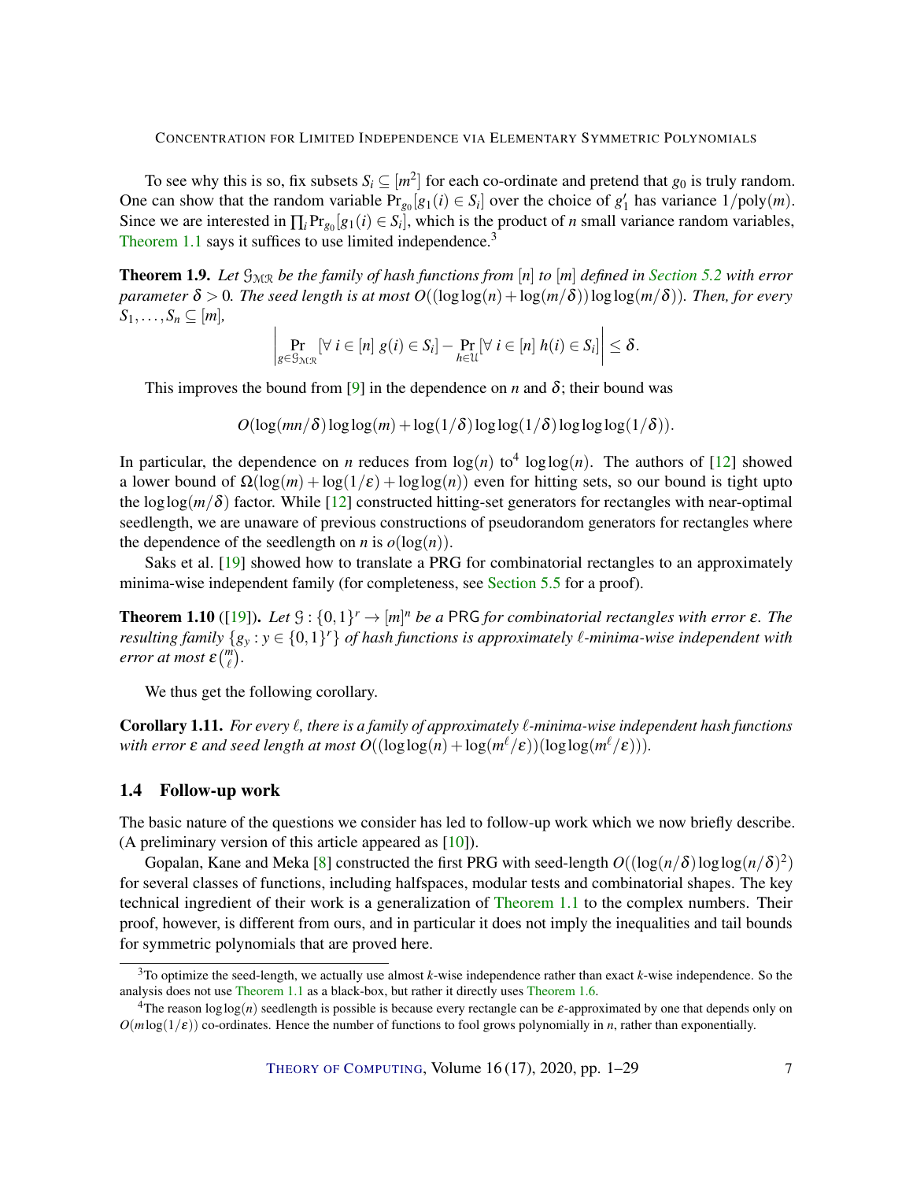To see why this is so, fix subsets $S_i \subseteq [m^2]$ for each co-ordinate and pretend that $g_0$ is truly random. One can show that the random variable $\Pr_{g_0}[g_1(i) \in S_i]$ over the choice of $g_1'$ has variance $1/\mathrm{poly}(m)$. Since we are interested in $\prod_i \Pr_{g_0}[g_1(i) \in S_i]$, which is the product of $n$ small variance random variables, Theorem 1.1 says it suffices to use limited independence.[3]

**Theorem 1.9.** *Let $\mathcal{G}_{\mathcal{MR}}$ be the family of hash functions from $[n]$ to $[m]$ defined in Section 5.2 with error parameter $\delta > 0$. The seed length is at most $O((\log\log(n) + \log(m/\delta))\log\log(m/\delta))$. Then, for every $S_1, \ldots, S_n \subseteq [m]$,*

$$\left| \Pr_{g \in \mathcal{G}_{\mathcal{MR}}}[\forall\, i \in [n]\ g(i) \in S_i] - \Pr_{h \in \mathcal{U}}[\forall\, i \in [n]\ h(i) \in S_i] \right| \leq \delta.$$

This improves the bound from [9] in the dependence on $n$ and $\delta$; their bound was

$$O(\log(mn/\delta)\log\log(m) + \log(1/\delta)\log\log(1/\delta)\log\log\log(1/\delta)).$$

In particular, the dependence on $n$ reduces from $\log(n)$ to[4] $\log\log(n)$. The authors of [12] showed a lower bound of $\Omega(\log(m) + \log(1/\varepsilon) + \log\log(n))$ even for hitting sets, so our bound is tight upto the $\log\log(m/\delta)$ factor. While [12] constructed hitting-set generators for rectangles with near-optimal seedlength, we are unaware of previous constructions of pseudorandom generators for rectangles where the dependence of the seedlength on $n$ is $o(\log(n))$.

Saks et al. [19] showed how to translate a PRG for combinatorial rectangles to an approximately minima-wise independent family (for completeness, see Section 5.5 for a proof).

**Theorem 1.10** ([19]). *Let $\mathcal{G} : \{0,1\}^r \to [m]^n$ be a* PRG *for combinatorial rectangles with error $\varepsilon$. The resulting family $\{g_y : y \in \{0,1\}^r\}$ of hash functions is approximately $\ell$-minima-wise independent with error at most $\varepsilon\binom{m}{\ell}$.*

We thus get the following corollary.

**Corollary 1.11.** *For every $\ell$, there is a family of approximately $\ell$-minima-wise independent hash functions with error $\varepsilon$ and seed length at most $O((\log\log(n) + \log(m^\ell/\varepsilon))(\log\log(m^\ell/\varepsilon)))$.*

## 1.4 Follow-up work

The basic nature of the questions we consider has led to follow-up work which we now briefly describe. (A preliminary version of this article appeared as [10]).

Gopalan, Kane and Meka [8] constructed the first PRG with seed-length $O((\log(n/\delta)\log\log(n/\delta)^2)$ for several classes of functions, including halfspaces, modular tests and combinatorial shapes. The key technical ingredient of their work is a generalization of Theorem 1.1 to the complex numbers. Their proof, however, is different from ours, and in particular it does not imply the inequalities and tail bounds for symmetric polynomials that are proved here.

---

[3] To optimize the seed-length, we actually use almost $k$-wise independence rather than exact $k$-wise independence. So the analysis does not use Theorem 1.1 as a black-box, but rather it directly uses Theorem 1.6.

[4] The reason $\log\log(n)$ seedlength is possible is because every rectangle can be $\varepsilon$-approximated by one that depends only on $O(m\log(1/\varepsilon))$ co-ordinates. Hence the number of functions to fool grows polynomially in $n$, rather than exponentially.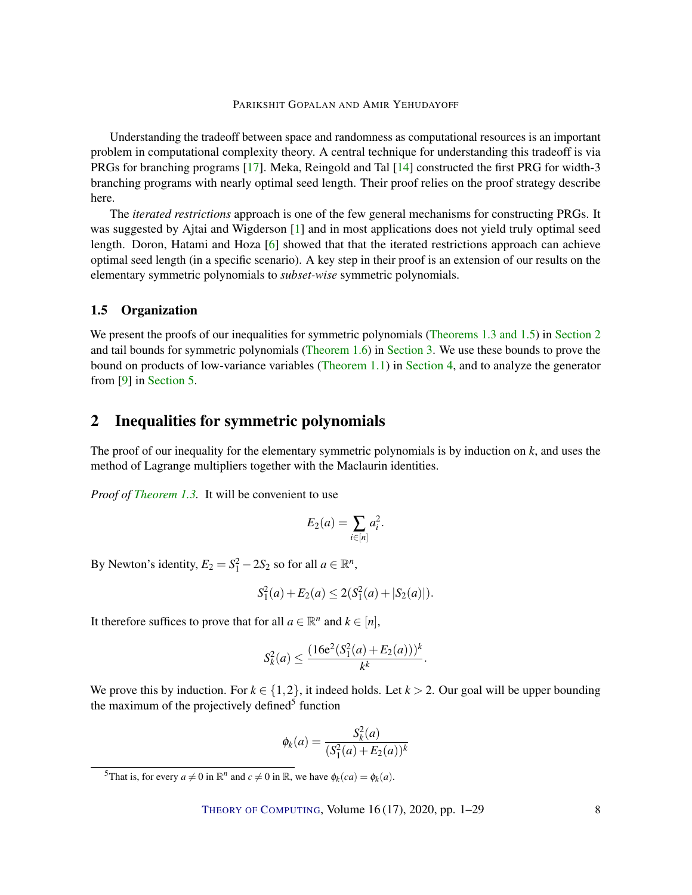Understanding the tradeoff between space and randomness as computational resources is an important problem in computational complexity theory. A central technique for understanding this tradeoff is via PRGs for branching programs [17]. Meka, Reingold and Tal [14] constructed the first PRG for width-3 branching programs with nearly optimal seed length. Their proof relies on the proof strategy describe here.

The *iterated restrictions* approach is one of the few general mechanisms for constructing PRGs. It was suggested by Ajtai and Wigderson [1] and in most applications does not yield truly optimal seed length. Doron, Hatami and Hoza [6] showed that that the iterated restrictions approach can achieve optimal seed length (in a specific scenario). A key step in their proof is an extension of our results on the elementary symmetric polynomials to *subset-wise* symmetric polynomials.

### 1.5 Organization

We present the proofs of our inequalities for symmetric polynomials (Theorems 1.3 and 1.5) in Section 2 and tail bounds for symmetric polynomials (Theorem 1.6) in Section 3. We use these bounds to prove the bound on products of low-variance variables (Theorem 1.1) in Section 4, and to analyze the generator from [9] in Section 5.

## 2 Inequalities for symmetric polynomials

The proof of our inequality for the elementary symmetric polynomials is by induction on $k$, and uses the method of Lagrange multipliers together with the Maclaurin identities.

*Proof of Theorem 1.3.* It will be convenient to use

$$E_2(a) = \sum_{i \in [n]} a_i^2.$$

By Newton's identity, $E_2 = S_1^2 - 2S_2$ so for all $a \in \mathbb{R}^n$,

$$S_1^2(a) + E_2(a) \leq 2(S_1^2(a) + |S_2(a)|).$$

It therefore suffices to prove that for all $a \in \mathbb{R}^n$ and $k \in [n]$,

$$S_k^2(a) \leq \frac{(16\mathrm{e}^2(S_1^2(a) + E_2(a)))^k}{k^k}.$$

We prove this by induction. For $k \in \{1,2\}$, it indeed holds. Let $k > 2$. Our goal will be upper bounding the maximum of the projectively defined[5] function

$$\phi_k(a) = \frac{S_k^2(a)}{(S_1^2(a) + E_2(a))^k}$$

[5] That is, for every $a \neq 0$ in $\mathbb{R}^n$ and $c \neq 0$ in $\mathbb{R}$, we have $\phi_k(ca) = \phi_k(a)$.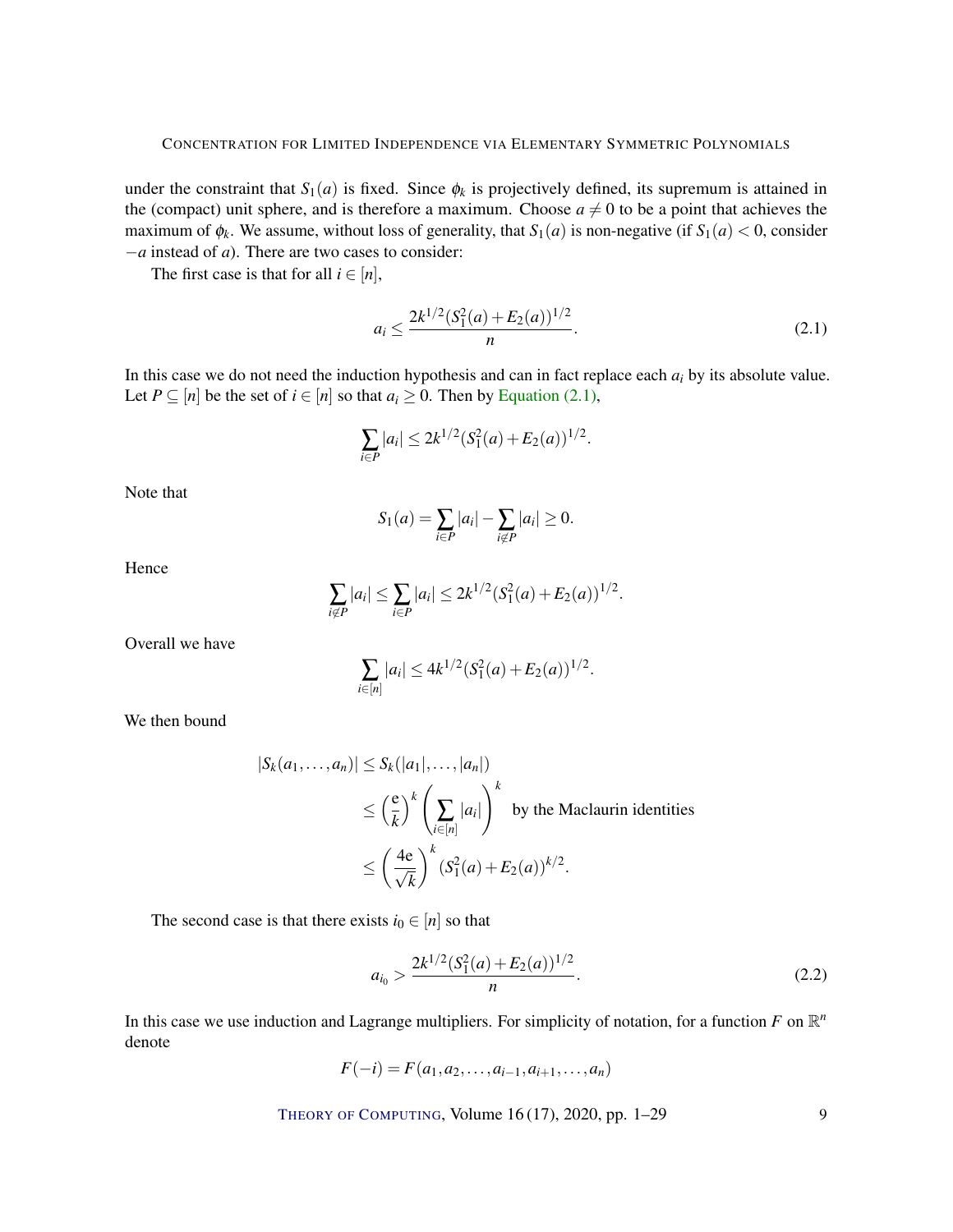under the constraint that $S_1(a)$ is fixed. Since $\phi_k$ is projectively defined, its supremum is attained in the (compact) unit sphere, and is therefore a maximum. Choose $a \neq 0$ to be a point that achieves the maximum of $\phi_k$. We assume, without loss of generality, that $S_1(a)$ is non-negative (if $S_1(a) < 0$, consider $-a$ instead of $a$). There are two cases to consider:

The first case is that for all $i \in [n]$,

$$a_i \leq \frac{2k^{1/2}(S_1^2(a) + E_2(a))^{1/2}}{n}. \tag{2.1}$$

In this case we do not need the induction hypothesis and can in fact replace each $a_i$ by its absolute value. Let $P \subseteq [n]$ be the set of $i \in [n]$ so that $a_i \geq 0$. Then by Equation (2.1),

$$\sum_{i \in P} |a_i| \leq 2k^{1/2}(S_1^2(a) + E_2(a))^{1/2}.$$

Note that

$$S_1(a) = \sum_{i \in P} |a_i| - \sum_{i \notin P} |a_i| \geq 0.$$

Hence

$$\sum_{i \notin P} |a_i| \leq \sum_{i \in P} |a_i| \leq 2k^{1/2}(S_1^2(a) + E_2(a))^{1/2}.$$

Overall we have

$$\sum_{i \in [n]} |a_i| \leq 4k^{1/2}(S_1^2(a) + E_2(a))^{1/2}.$$

We then bound

$$\begin{aligned}
|S_k(a_1, \ldots, a_n)| &\leq S_k(|a_1|, \ldots, |a_n|) \\
&\leq \left(\frac{\mathrm{e}}{k}\right)^k \left(\sum_{i \in [n]} |a_i|\right)^k \quad \text{by the Maclaurin identities} \\
&\leq \left(\frac{4\mathrm{e}}{\sqrt{k}}\right)^k (S_1^2(a) + E_2(a))^{k/2}.
\end{aligned}$$

The second case is that there exists $i_0 \in [n]$ so that

$$a_{i_0} > \frac{2k^{1/2}(S_1^2(a) + E_2(a))^{1/2}}{n}. \tag{2.2}$$

In this case we use induction and Lagrange multipliers. For simplicity of notation, for a function $F$ on $\mathbb{R}^n$ denote

$$F(-i) = F(a_1, a_2, \ldots, a_{i-1}, a_{i+1}, \ldots, a_n)$$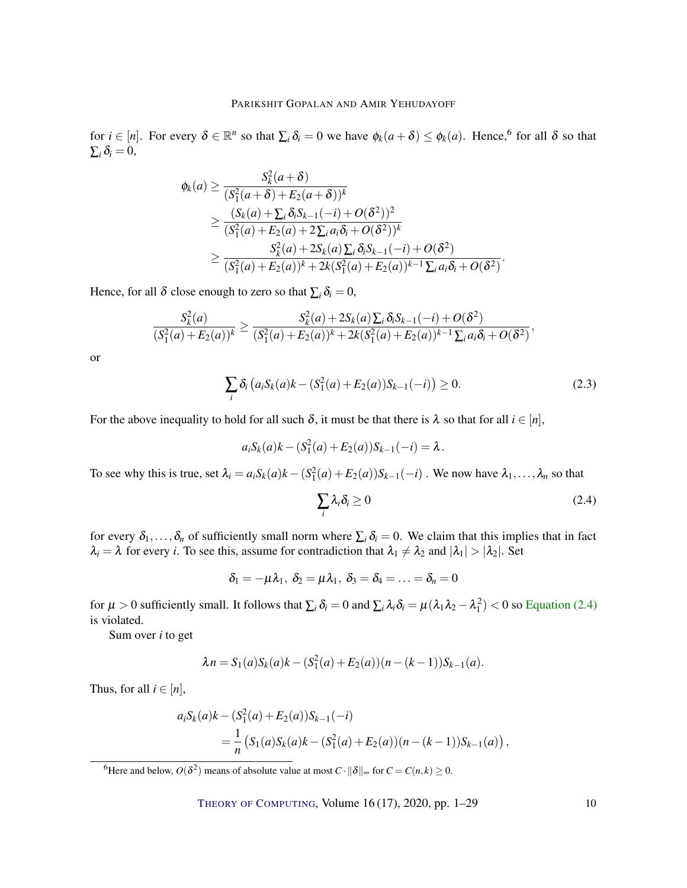for $i \in [n]$. For every $\delta \in \mathbb{R}^n$ so that $\sum_i \delta_i = 0$ we have $\phi_k(a+\delta) \le \phi_k(a)$. Hence,[6] for all $\delta$ so that $\sum_i \delta_i = 0$,

$$
\begin{aligned}
\phi_k(a) &\ge \frac{S_k^2(a+\delta)}{(S_1^2(a+\delta)+E_2(a+\delta))^k} \\
&\ge \frac{(S_k(a)+\sum_i \delta_i S_{k-1}(-i)+O(\delta^2))^2}{(S_1^2(a)+E_2(a)+2\sum_i a_i\delta_i+O(\delta^2))^k} \\
&\ge \frac{S_k^2(a)+2S_k(a)\sum_i \delta_i S_{k-1}(-i)+O(\delta^2)}{(S_1^2(a)+E_2(a))^k+2k(S_1^2(a)+E_2(a))^{k-1}\sum_i a_i\delta_i+O(\delta^2)}.
\end{aligned}
$$

Hence, for all $\delta$ close enough to zero so that $\sum_i \delta_i = 0$,

$$
\frac{S_k^2(a)}{(S_1^2(a)+E_2(a))^k} \ge \frac{S_k^2(a)+2S_k(a)\sum_i \delta_i S_{k-1}(-i)+O(\delta^2)}{(S_1^2(a)+E_2(a))^k+2k(S_1^2(a)+E_2(a))^{k-1}\sum_i a_i\delta_i+O(\delta^2)},
$$

or

$$
\sum_i \delta_i \left(a_i S_k(a)k - (S_1^2(a)+E_2(a))S_{k-1}(-i)\right) \ge 0. \tag{2.3}
$$

For the above inequality to hold for all such $\delta$, it must be that there is $\lambda$ so that for all $i \in [n]$,

$$
a_i S_k(a)k - (S_1^2(a)+E_2(a))S_{k-1}(-i) = \lambda.
$$

To see why this is true, set $\lambda_i = a_i S_k(a)k - (S_1^2(a)+E_2(a))S_{k-1}(-i)$ . We now have $\lambda_1,\ldots,\lambda_n$ so that

$$
\sum_i \lambda_i \delta_i \ge 0 \tag{2.4}
$$

for every $\delta_1,\ldots,\delta_n$ of sufficiently small norm where $\sum_i \delta_i = 0$. We claim that this implies that in fact $\lambda_i = \lambda$ for every $i$. To see this, assume for contradiction that $\lambda_1 \ne \lambda_2$ and $|\lambda_1| > |\lambda_2|$. Set

$$
\delta_1 = -\mu\lambda_1,\ \delta_2 = \mu\lambda_1,\ \delta_3 = \delta_4 = \ldots = \delta_n = 0
$$

for $\mu > 0$ sufficiently small. It follows that $\sum_i \delta_i = 0$ and $\sum_i \lambda_i \delta_i = \mu(\lambda_1\lambda_2 - \lambda_1^2) < 0$ so Equation (2.4) is violated.

Sum over $i$ to get

$$
\lambda n = S_1(a)S_k(a)k - (S_1^2(a)+E_2(a))(n-(k-1))S_{k-1}(a).
$$

Thus, for all $i \in [n]$,

$$
\begin{aligned}
&a_i S_k(a)k - (S_1^2(a)+E_2(a))S_{k-1}(-i) \\
&\qquad = \frac{1}{n}\left(S_1(a)S_k(a)k - (S_1^2(a)+E_2(a))(n-(k-1))S_{k-1}(a)\right),
\end{aligned}
$$

[6] Here and below, $O(\delta^2)$ means of absolute value at most $C \cdot \|\delta\|_\infty$ for $C = C(n,k) \ge 0$.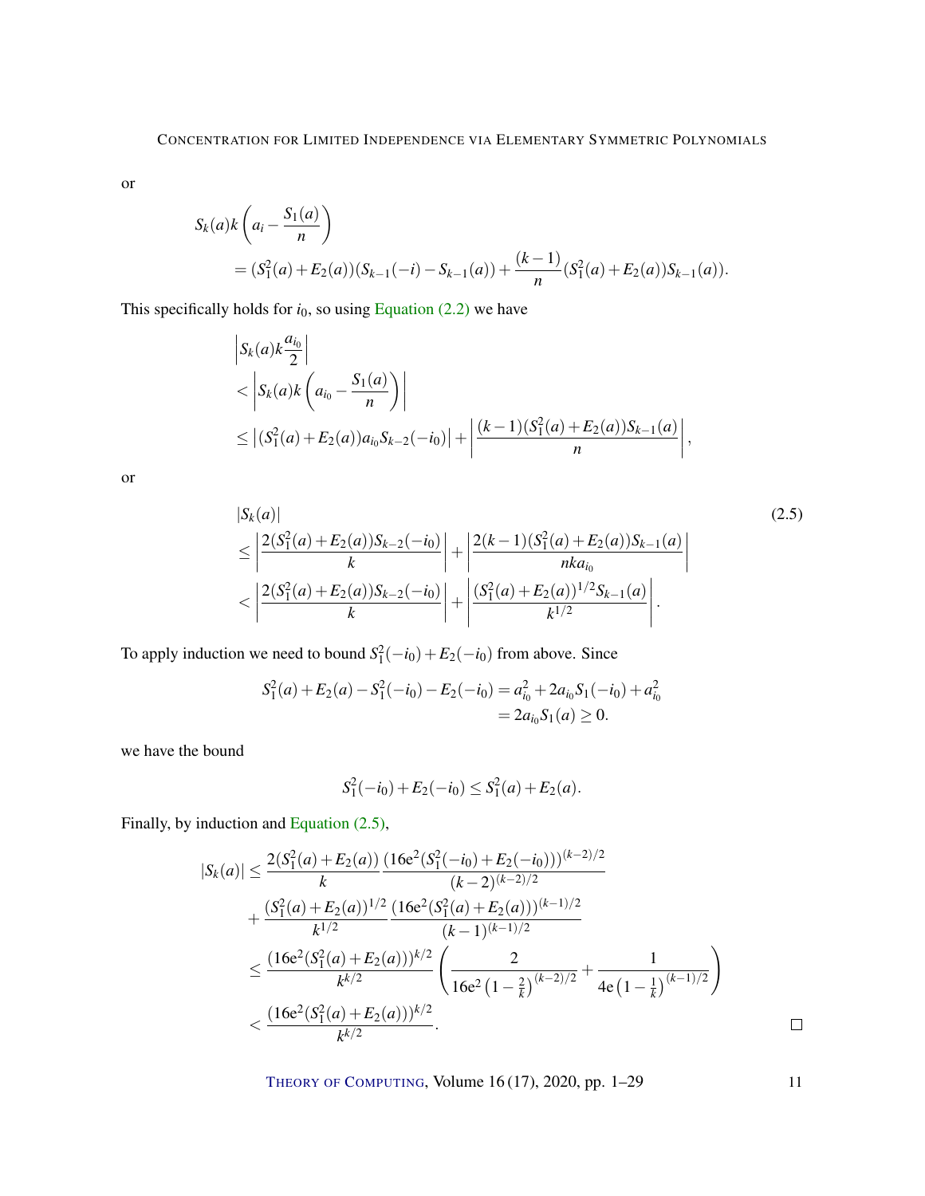or

$$
\begin{aligned}
&S_k(a)k\left(a_i - \frac{S_1(a)}{n}\right) \\
&= (S_1^2(a)+E_2(a))(S_{k-1}(-i)-S_{k-1}(a)) + \frac{(k-1)}{n}(S_1^2(a)+E_2(a))S_{k-1}(a)).
\end{aligned}
$$

This specifically holds for $i_0$, so using Equation (2.2) we have

$$
\begin{aligned}
&\left|S_k(a)k\frac{a_{i_0}}{2}\right| \\
&< \left|S_k(a)k\left(a_{i_0} - \frac{S_1(a)}{n}\right)\right| \\
&\le \left|(S_1^2(a)+E_2(a))a_{i_0}S_{k-2}(-i_0)\right| + \left|\frac{(k-1)(S_1^2(a)+E_2(a))S_{k-1}(a)}{n}\right|,
\end{aligned}
$$

or

$$
\begin{aligned}
&|S_k(a)| \\
&\le \left|\frac{2(S_1^2(a)+E_2(a))S_{k-2}(-i_0)}{k}\right| + \left|\frac{2(k-1)(S_1^2(a)+E_2(a))S_{k-1}(a)}{nka_{i_0}}\right| \\
&< \left|\frac{2(S_1^2(a)+E_2(a))S_{k-2}(-i_0)}{k}\right| + \left|\frac{(S_1^2(a)+E_2(a))^{1/2}S_{k-1}(a)}{k^{1/2}}\right|.
\end{aligned}
\tag{2.5}
$$

To apply induction we need to bound $S_1^2(-i_0)+E_2(-i_0)$ from above. Since

$$
\begin{aligned}
S_1^2(a)+E_2(a)-S_1^2(-i_0)-E_2(-i_0) &= a_{i_0}^2 + 2a_{i_0}S_1(-i_0) + a_{i_0}^2 \\
&= 2a_{i_0}S_1(a) \ge 0.
\end{aligned}
$$

we have the bound

$$
S_1^2(-i_0)+E_2(-i_0) \le S_1^2(a)+E_2(a).
$$

Finally, by induction and Equation (2.5),

$$
\begin{aligned}
|S_k(a)| &\le \frac{2(S_1^2(a)+E_2(a))}{k}\frac{(16e^2(S_1^2(-i_0)+E_2(-i_0)))^{(k-2)/2}}{(k-2)^{(k-2)/2}} \\
&\quad + \frac{(S_1^2(a)+E_2(a))^{1/2}}{k^{1/2}}\frac{(16e^2(S_1^2(a)+E_2(a)))^{(k-1)/2}}{(k-1)^{(k-1)/2}} \\
&\le \frac{(16e^2(S_1^2(a)+E_2(a)))^{k/2}}{k^{k/2}}\left(\frac{2}{16e^2\left(1-\frac{2}{k}\right)^{(k-2)/2}} + \frac{1}{4e\left(1-\frac{1}{k}\right)^{(k-1)/2}}\right) \\
&< \frac{(16e^2(S_1^2(a)+E_2(a)))^{k/2}}{k^{k/2}}.
\end{aligned}
$$

□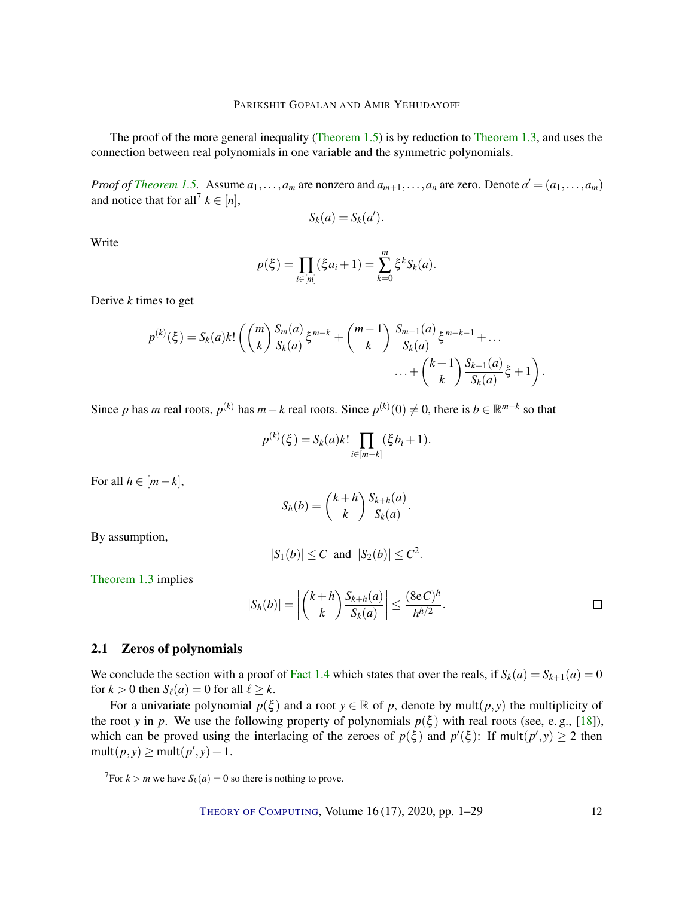The proof of the more general inequality (Theorem 1.5) is by reduction to Theorem 1.3, and uses the connection between real polynomials in one variable and the symmetric polynomials.

*Proof of Theorem 1.5.* Assume $a_1, \ldots, a_m$ are nonzero and $a_{m+1}, \ldots, a_n$ are zero. Denote $a' = (a_1, \ldots, a_m)$ and notice that for all[7] $k \in [n]$,

$$S_k(a) = S_k(a').$$

Write

$$p(\xi) = \prod_{i \in [m]} (\xi a_i + 1) = \sum_{k=0}^{m} \xi^k S_k(a).$$

Derive $k$ times to get

$$p^{(k)}(\xi) = S_k(a) k! \left( \binom{m}{k} \frac{S_m(a)}{S_k(a)} \xi^{m-k} + \binom{m-1}{k} \frac{S_{m-1}(a)}{S_k(a)} \xi^{m-k-1} + \ldots \right.$$
$$\left. \ldots + \binom{k+1}{k} \frac{S_{k+1}(a)}{S_k(a)} \xi + 1 \right).$$

Since $p$ has $m$ real roots, $p^{(k)}$ has $m-k$ real roots. Since $p^{(k)}(0) \neq 0$, there is $b \in \mathbb{R}^{m-k}$ so that

$$p^{(k)}(\xi) = S_k(a) k! \prod_{i \in [m-k]} (\xi b_i + 1).$$

For all $h \in [m-k]$,

$$S_h(b) = \binom{k+h}{k} \frac{S_{k+h}(a)}{S_k(a)}.$$

By assumption,

$$|S_1(b)| \leq C \text{ and } |S_2(b)| \leq C^2.$$

Theorem 1.3 implies

$$|S_h(b)| = \left| \binom{k+h}{k} \frac{S_{k+h}(a)}{S_k(a)} \right| \leq \frac{(8eC)^h}{h^{h/2}}.$$

□

## 2.1 Zeros of polynomials

We conclude the section with a proof of Fact 1.4 which states that over the reals, if $S_k(a) = S_{k+1}(a) = 0$ for $k > 0$ then $S_\ell(a) = 0$ for all $\ell \geq k$.

For a univariate polynomial $p(\xi)$ and a root $y \in \mathbb{R}$ of $p$, denote by $\mathsf{mult}(p, y)$ the multiplicity of the root $y$ in $p$. We use the following property of polynomials $p(\xi)$ with real roots (see, e. g., [18]), which can be proved using the interlacing of the zeroes of $p(\xi)$ and $p'(\xi)$: If $\mathsf{mult}(p', y) \geq 2$ then $\mathsf{mult}(p, y) \geq \mathsf{mult}(p', y) + 1$.

[7] For $k > m$ we have $S_k(a) = 0$ so there is nothing to prove.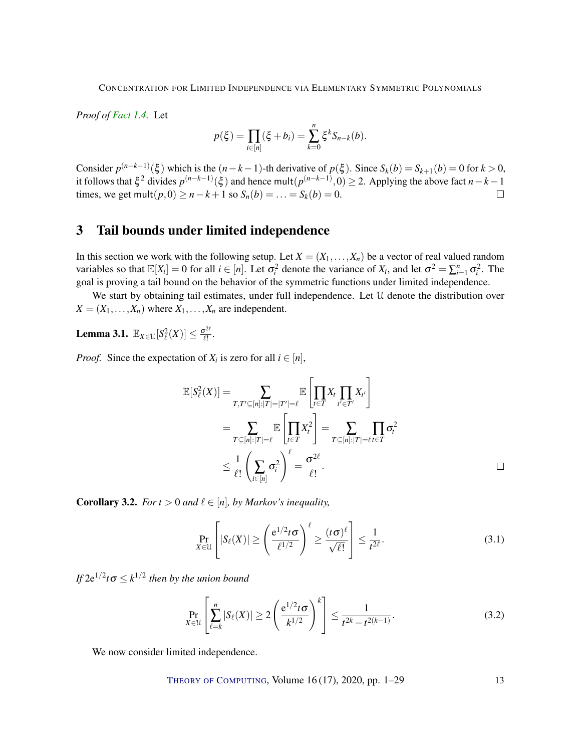*Proof of Fact 1.4.* Let

$$p(\xi) = \prod_{i \in [n]} (\xi + b_i) = \sum_{k=0}^{n} \xi^k S_{n-k}(b).$$

Consider $p^{(n-k-1)}(\xi)$ which is the $(n-k-1)$-th derivative of $p(\xi)$. Since $S_k(b) = S_{k+1}(b) = 0$ for $k > 0$, it follows that $\xi^2$ divides $p^{(n-k-1)}(\xi)$ and hence $\mathsf{mult}(p^{(n-k-1)}, 0) \geq 2$. Applying the above fact $n-k-1$ times, we get $\mathsf{mult}(p, 0) \geq n-k+1$ so $S_n(b) = \ldots = S_k(b) = 0$. □

## 3 Tail bounds under limited independence

In this section we work with the following setup. Let $X = (X_1, \ldots, X_n)$ be a vector of real valued random variables so that $\mathbb{E}[X_i] = 0$ for all $i \in [n]$. Let $\sigma_i^2$ denote the variance of $X_i$, and let $\sigma^2 = \sum_{i=1}^n \sigma_i^2$. The goal is proving a tail bound on the behavior of the symmetric functions under limited independence.

We start by obtaining tail estimates, under full independence. Let $\mathcal{U}$ denote the distribution over $X = (X_1, \ldots, X_n)$ where $X_1, \ldots, X_n$ are independent.

**Lemma 3.1.** $\mathbb{E}_{X \in \mathcal{U}}[S_\ell^2(X)] \leq \frac{\sigma^{2\ell}}{\ell!}$.

*Proof.* Since the expectation of $X_i$ is zero for all $i \in [n]$,

$$\begin{aligned}
\mathbb{E}[S_\ell^2(X)] &= \sum_{T, T' \subseteq [n]: |T| = |T'| = \ell} \mathbb{E}\left[\prod_{t \in T} X_t \prod_{t' \in T'} X_{t'}\right] \\
&= \sum_{T \subseteq [n]: |T| = \ell} \mathbb{E}\left[\prod_{t \in T} X_t^2\right] = \sum_{T \subseteq [n]: |T| = \ell} \prod_{t \in T} \sigma_t^2 \\
&\leq \frac{1}{\ell!} \left(\sum_{i \in [n]} \sigma_i^2\right)^\ell = \frac{\sigma^{2\ell}}{\ell!}.
\end{aligned}$$

□

**Corollary 3.2.** *For $t > 0$ and $\ell \in [n]$, by Markov's inequality,*

$$\Pr_{X \in \mathcal{U}}\left[|S_\ell(X)| \geq \left(\frac{\mathrm{e}^{1/2} t \sigma}{\ell^{1/2}}\right)^\ell \geq \frac{(t\sigma)^\ell}{\sqrt{\ell!}}\right] \leq \frac{1}{t^{2\ell}}. \tag{3.1}$$

*If $2\mathrm{e}^{1/2} t \sigma \leq k^{1/2}$ then by the union bound*

$$\Pr_{X \in \mathcal{U}}\left[\sum_{\ell=k}^{n} |S_\ell(X)| \geq 2\left(\frac{\mathrm{e}^{1/2} t \sigma}{k^{1/2}}\right)^k\right] \leq \frac{1}{t^{2k} - t^{2(k-1)}}. \tag{3.2}$$

We now consider limited independence.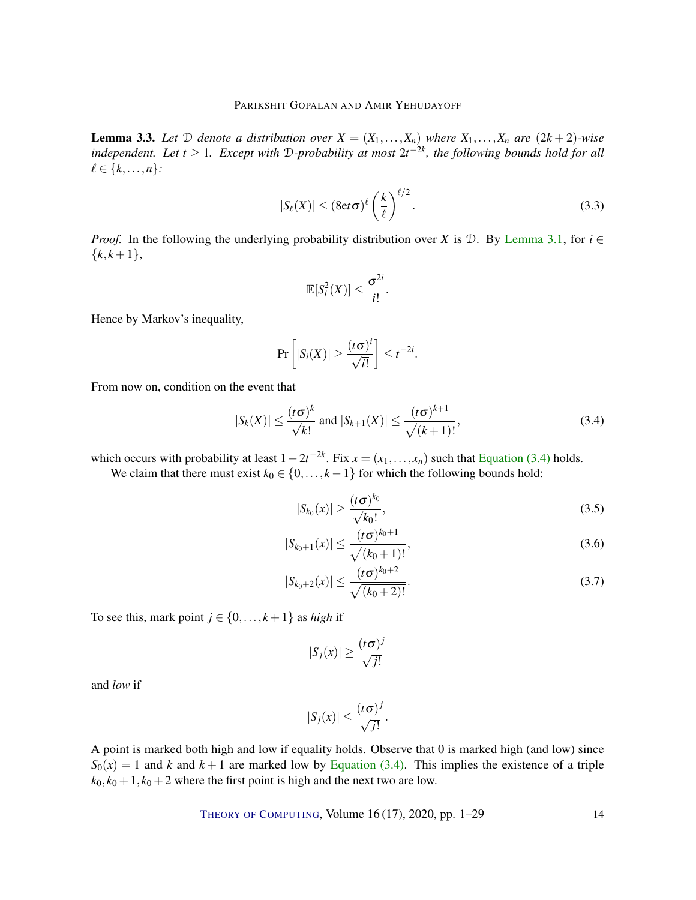**Lemma 3.3.** *Let $\mathcal{D}$ denote a distribution over $X = (X_1,\dots,X_n)$ where $X_1,\dots,X_n$ are $(2k+2)$-wise independent. Let $t \geq 1$. Except with $\mathcal{D}$-probability at most $2t^{-2k}$, the following bounds hold for all $\ell \in \{k,\dots,n\}$:*

$$|S_\ell(X)| \leq (8\mathrm{e}t\sigma)^\ell \left(\frac{k}{\ell}\right)^{\ell/2}. \tag{3.3}$$

*Proof.* In the following the underlying probability distribution over $X$ is $\mathcal{D}$. By Lemma 3.1, for $i \in \{k,k+1\}$,

$$\mathbb{E}[S_i^2(X)] \leq \frac{\sigma^{2i}}{i!}.$$

Hence by Markov's inequality,

$$\Pr\left[|S_i(X)| \geq \frac{(t\sigma)^i}{\sqrt{i!}}\right] \leq t^{-2i}.$$

From now on, condition on the event that

$$|S_k(X)| \leq \frac{(t\sigma)^k}{\sqrt{k!}} \text{ and } |S_{k+1}(X)| \leq \frac{(t\sigma)^{k+1}}{\sqrt{(k+1)!}}, \tag{3.4}$$

which occurs with probability at least $1-2t^{-2k}$. Fix $x = (x_1,\dots,x_n)$ such that Equation (3.4) holds.

We claim that there must exist $k_0 \in \{0,\dots,k-1\}$ for which the following bounds hold:

$$|S_{k_0}(x)| \geq \frac{(t\sigma)^{k_0}}{\sqrt{k_0!}}, \tag{3.5}$$

$$|S_{k_0+1}(x)| \leq \frac{(t\sigma)^{k_0+1}}{\sqrt{(k_0+1)!}}, \tag{3.6}$$

$$|S_{k_0+2}(x)| \leq \frac{(t\sigma)^{k_0+2}}{\sqrt{(k_0+2)!}}. \tag{3.7}$$

To see this, mark point $j \in \{0,\dots,k+1\}$ as *high* if

$$|S_j(x)| \geq \frac{(t\sigma)^j}{\sqrt{j!}}$$

and *low* if

$$|S_j(x)| \leq \frac{(t\sigma)^j}{\sqrt{j!}}.$$

A point is marked both high and low if equality holds. Observe that 0 is marked high (and low) since $S_0(x) = 1$ and $k$ and $k+1$ are marked low by Equation (3.4). This implies the existence of a triple $k_0, k_0+1, k_0+2$ where the first point is high and the next two are low.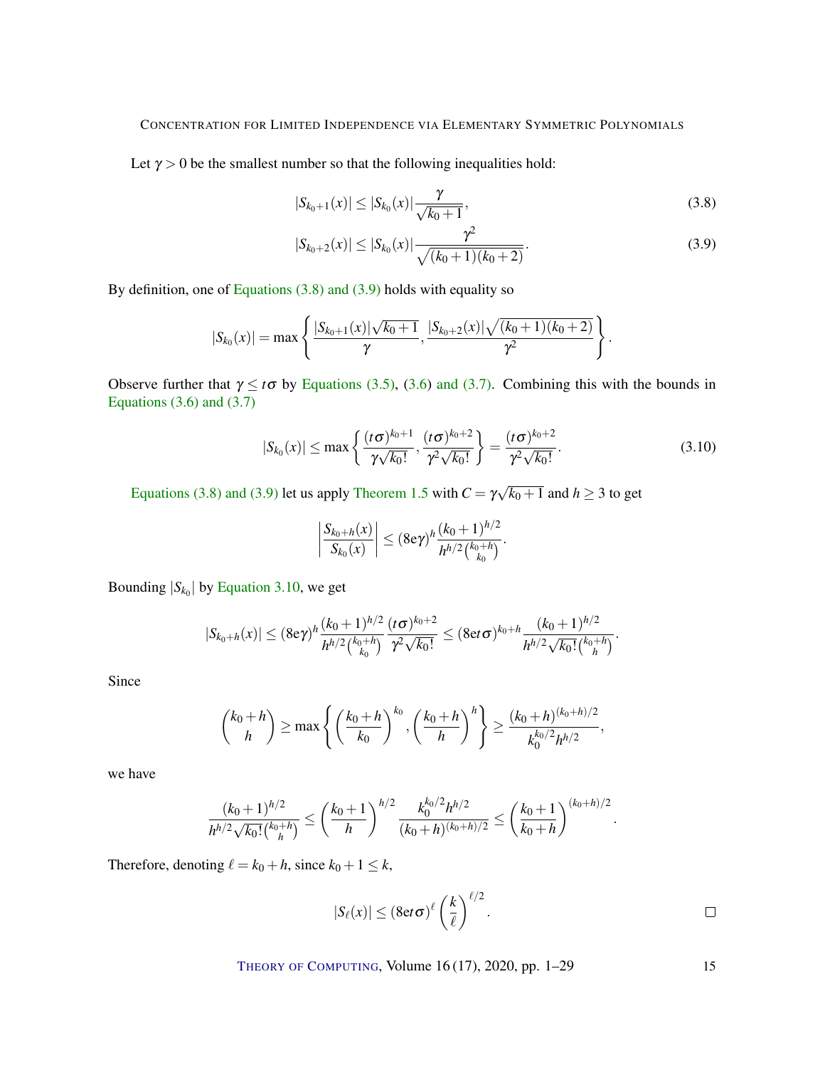Let $\gamma > 0$ be the smallest number so that the following inequalities hold:

$$|S_{k_0+1}(x)| \le |S_{k_0}(x)| \frac{\gamma}{\sqrt{k_0+1}}, \tag{3.8}$$

$$|S_{k_0+2}(x)| \le |S_{k_0}(x)| \frac{\gamma^2}{\sqrt{(k_0+1)(k_0+2)}}. \tag{3.9}$$

By definition, one of Equations (3.8) and (3.9) holds with equality so

$$|S_{k_0}(x)| = \max\left\{ \frac{|S_{k_0+1}(x)|\sqrt{k_0+1}}{\gamma}, \frac{|S_{k_0+2}(x)|\sqrt{(k_0+1)(k_0+2)}}{\gamma^2} \right\}.$$

Observe further that $\gamma \le t\sigma$ by Equations (3.5), (3.6) and (3.7). Combining this with the bounds in Equations (3.6) and (3.7)

$$|S_{k_0}(x)| \le \max\left\{ \frac{(t\sigma)^{k_0+1}}{\gamma\sqrt{k_0!}}, \frac{(t\sigma)^{k_0+2}}{\gamma^2\sqrt{k_0!}} \right\} = \frac{(t\sigma)^{k_0+2}}{\gamma^2\sqrt{k_0!}}. \tag{3.10}$$

Equations (3.8) and (3.9) let us apply Theorem 1.5 with $C = \gamma\sqrt{k_0+1}$ and $h \ge 3$ to get

$$\left| \frac{S_{k_0+h}(x)}{S_{k_0}(x)} \right| \le (8\mathrm{e}\gamma)^h \frac{(k_0+1)^{h/2}}{h^{h/2}\binom{k_0+h}{k_0}}.$$

Bounding $|S_{k_0}|$ by Equation 3.10, we get

$$|S_{k_0+h}(x)| \le (8\mathrm{e}\gamma)^h \frac{(k_0+1)^{h/2}}{h^{h/2}\binom{k_0+h}{k_0}} \frac{(t\sigma)^{k_0+2}}{\gamma^2\sqrt{k_0!}} \le (8\mathrm{e}t\sigma)^{k_0+h} \frac{(k_0+1)^{h/2}}{h^{h/2}\sqrt{k_0!}\binom{k_0+h}{h}}.$$

Since

$$\binom{k_0+h}{h} \ge \max\left\{ \left(\frac{k_0+h}{k_0}\right)^{k_0}, \left(\frac{k_0+h}{h}\right)^{h} \right\} \ge \frac{(k_0+h)^{(k_0+h)/2}}{k_0^{k_0/2} h^{h/2}},$$

we have

$$\frac{(k_0+1)^{h/2}}{h^{h/2}\sqrt{k_0!}\binom{k_0+h}{h}} \le \left(\frac{k_0+1}{h}\right)^{h/2} \frac{k_0^{k_0/2} h^{h/2}}{(k_0+h)^{(k_0+h)/2}} \le \left(\frac{k_0+1}{k_0+h}\right)^{(k_0+h)/2}.$$

Therefore, denoting $\ell = k_0 + h$, since $k_0 + 1 \le k$,

$$|S_\ell(x)| \le (8\mathrm{e}t\sigma)^\ell \left(\frac{k}{\ell}\right)^{\ell/2}. \qquad \square$$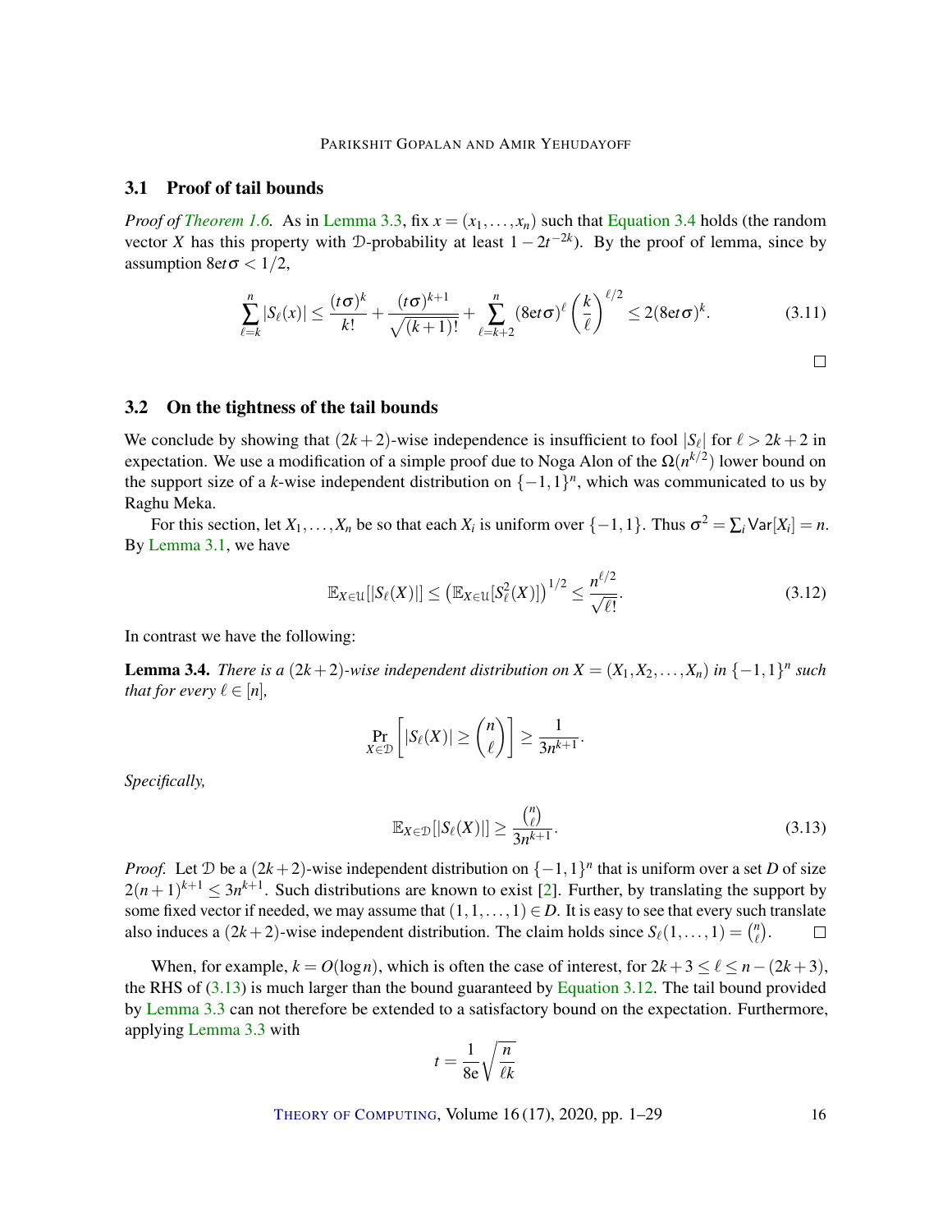## 3.1 Proof of tail bounds

*Proof of Theorem 1.6.* As in Lemma 3.3, fix $x = (x_1, \dots, x_n)$ such that Equation 3.4 holds (the random vector $X$ has this property with $\mathcal{D}$-probability at least $1 - 2t^{-2k}$). By the proof of lemma, since by assumption $8\mathrm{e}t\sigma < 1/2$,

$$\sum_{\ell=k}^{n} |S_\ell(x)| \le \frac{(t\sigma)^k}{k!} + \frac{(t\sigma)^{k+1}}{\sqrt{(k+1)!}} + \sum_{\ell=k+2}^{n} (8\mathrm{e}t\sigma)^\ell \left(\frac{k}{\ell}\right)^{\ell/2} \le 2(8\mathrm{e}t\sigma)^k. \tag{3.11}$$

□

## 3.2 On the tightness of the tail bounds

We conclude by showing that $(2k+2)$-wise independence is insufficient to fool $|S_\ell|$ for $\ell > 2k+2$ in expectation. We use a modification of a simple proof due to Noga Alon of the $\Omega(n^{k/2})$ lower bound on the support size of a $k$-wise independent distribution on $\{-1,1\}^n$, which was communicated to us by Raghu Meka.

For this section, let $X_1, \dots, X_n$ be so that each $X_i$ is uniform over $\{-1,1\}$. Thus $\sigma^2 = \sum_i \mathsf{Var}[X_i] = n$. By Lemma 3.1, we have

$$\mathbb{E}_{X \in \mathcal{U}}[|S_\ell(X)|] \le \left(\mathbb{E}_{X \in \mathcal{U}}[S_\ell^2(X)]\right)^{1/2} \le \frac{n^{\ell/2}}{\sqrt{\ell!}}. \tag{3.12}$$

In contrast we have the following:

**Lemma 3.4.** *There is a $(2k+2)$-wise independent distribution on $X = (X_1, X_2, \dots, X_n)$ in $\{-1,1\}^n$ such that for every $\ell \in [n]$,*

$$\Pr_{X \in \mathcal{D}}\left[|S_\ell(X)| \ge \binom{n}{\ell}\right] \ge \frac{1}{3n^{k+1}}.$$

*Specifically,*

$$\mathbb{E}_{X \in \mathcal{D}}[|S_\ell(X)|] \ge \frac{\binom{n}{\ell}}{3n^{k+1}}. \tag{3.13}$$

*Proof.* Let $\mathcal{D}$ be a $(2k+2)$-wise independent distribution on $\{-1,1\}^n$ that is uniform over a set $D$ of size $2(n+1)^{k+1} \le 3n^{k+1}$. Such distributions are known to exist [2]. Further, by translating the support by some fixed vector if needed, we may assume that $(1,1,\dots,1) \in D$. It is easy to see that every such translate also induces a $(2k+2)$-wise independent distribution. The claim holds since $S_\ell(1,\dots,1) = \binom{n}{\ell}$. □

When, for example, $k = O(\log n)$, which is often the case of interest, for $2k+3 \le \ell \le n-(2k+3)$, the RHS of (3.13) is much larger than the bound guaranteed by Equation 3.12. The tail bound provided by Lemma 3.3 can not therefore be extended to a satisfactory bound on the expectation. Furthermore, applying Lemma 3.3 with

$$t = \frac{1}{8\mathrm{e}}\sqrt{\frac{n}{\ell k}}$$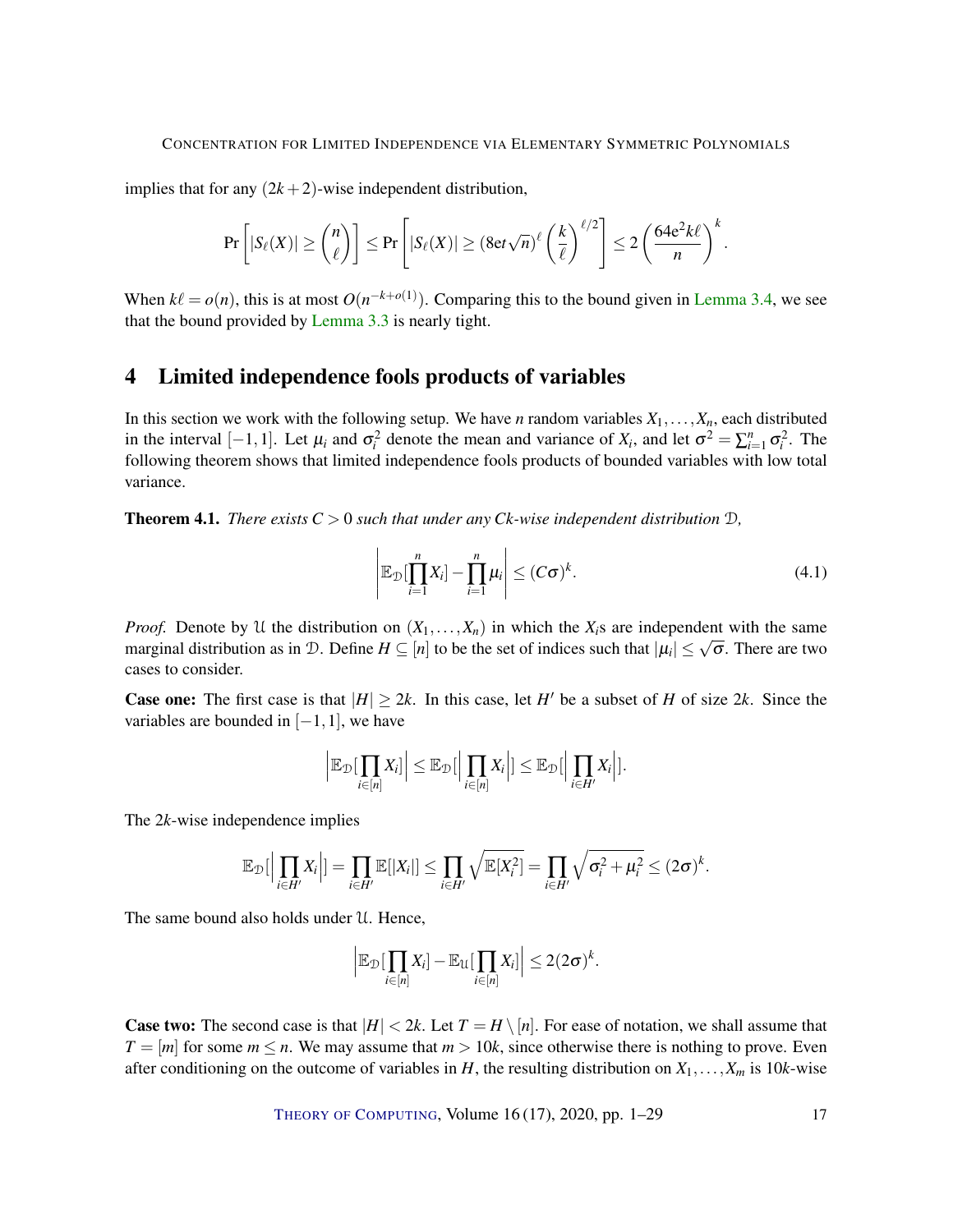implies that for any $(2k+2)$-wise independent distribution,

$$\Pr\left[|S_\ell(X)| \geq \binom{n}{\ell}\right] \leq \Pr\left[|S_\ell(X)| \geq (8\mathrm{e}t\sqrt{n})^\ell \left(\frac{k}{\ell}\right)^{\ell/2}\right] \leq 2\left(\frac{64\mathrm{e}^2 k\ell}{n}\right)^k.$$

When $k\ell = o(n)$, this is at most $O(n^{-k+o(1)})$. Comparing this to the bound given in Lemma 3.4, we see that the bound provided by Lemma 3.3 is nearly tight.

## 4 Limited independence fools products of variables

In this section we work with the following setup. We have $n$ random variables $X_1, \ldots, X_n$, each distributed in the interval $[-1,1]$. Let $\mu_i$ and $\sigma_i^2$ denote the mean and variance of $X_i$, and let $\sigma^2 = \sum_{i=1}^n \sigma_i^2$. The following theorem shows that limited independence fools products of bounded variables with low total variance.

**Theorem 4.1.** *There exists $C > 0$ such that under any $Ck$-wise independent distribution $\mathcal{D}$,*

$$\left|\mathbb{E}_{\mathcal{D}}[\prod_{i=1}^n X_i] - \prod_{i=1}^n \mu_i\right| \leq (C\sigma)^k. \tag{4.1}$$

*Proof.* Denote by $\mathcal{U}$ the distribution on $(X_1, \ldots, X_n)$ in which the $X_i$s are independent with the same marginal distribution as in $\mathcal{D}$. Define $H \subseteq [n]$ to be the set of indices such that $|\mu_i| \leq \sqrt{\sigma}$. There are two cases to consider.

**Case one:** The first case is that $|H| \geq 2k$. In this case, let $H'$ be a subset of $H$ of size $2k$. Since the variables are bounded in $[-1,1]$, we have

$$\left|\mathbb{E}_{\mathcal{D}}[\prod_{i\in[n]} X_i]\right| \leq \mathbb{E}_{\mathcal{D}}[\left|\prod_{i\in[n]} X_i\right|] \leq \mathbb{E}_{\mathcal{D}}[\left|\prod_{i\in H'} X_i\right|].$$

The $2k$-wise independence implies

$$\mathbb{E}_{\mathcal{D}}[\left|\prod_{i\in H'} X_i\right|] = \prod_{i\in H'} \mathbb{E}[|X_i|] \leq \prod_{i\in H'} \sqrt{\mathbb{E}[X_i^2]} = \prod_{i\in H'} \sqrt{\sigma_i^2 + \mu_i^2} \leq (2\sigma)^k.$$

The same bound also holds under $\mathcal{U}$. Hence,

$$\left|\mathbb{E}_{\mathcal{D}}[\prod_{i\in[n]} X_i] - \mathbb{E}_{\mathcal{U}}[\prod_{i\in[n]} X_i]\right| \leq 2(2\sigma)^k.$$

**Case two:** The second case is that $|H| < 2k$. Let $T = H \setminus [n]$. For ease of notation, we shall assume that $T = [m]$ for some $m \leq n$. We may assume that $m > 10k$, since otherwise there is nothing to prove. Even after conditioning on the outcome of variables in $H$, the resulting distribution on $X_1, \ldots, X_m$ is $10k$-wise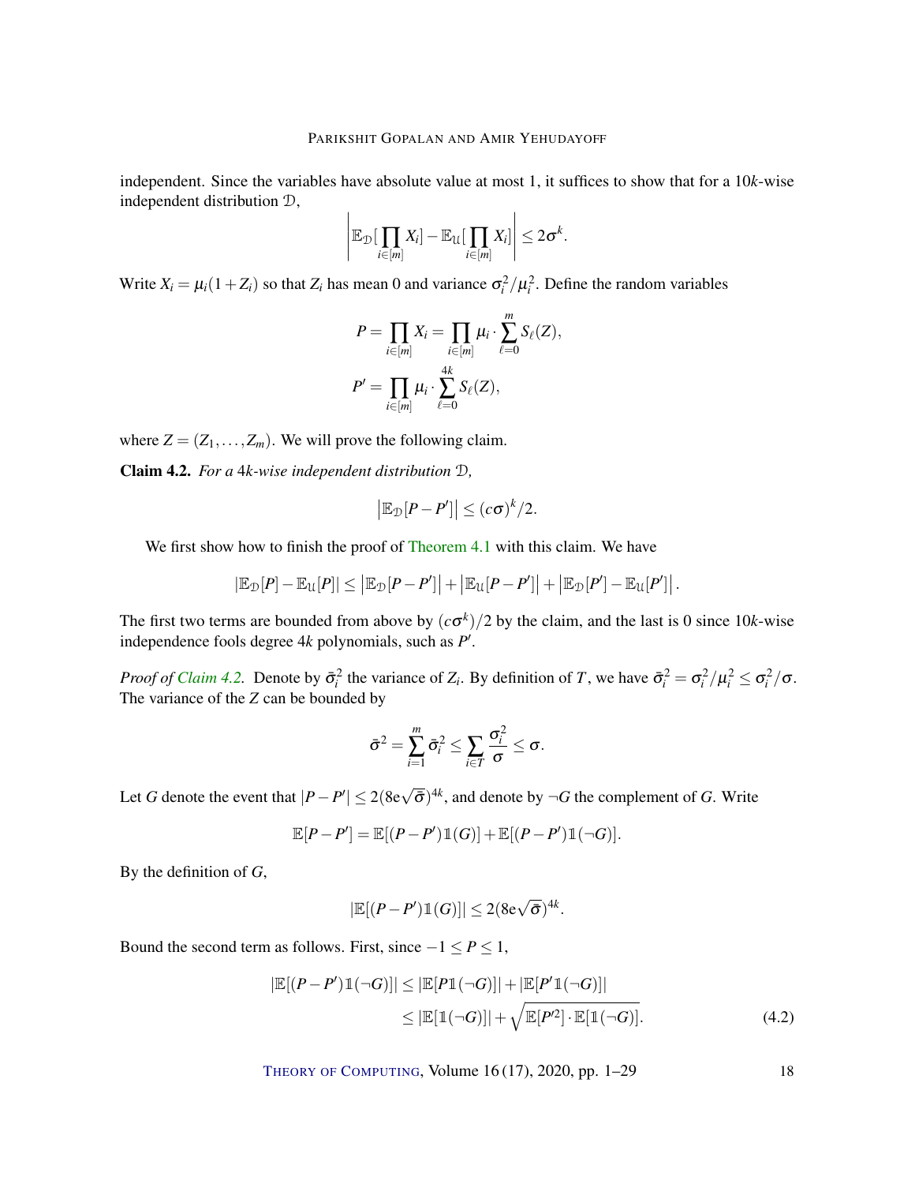independent. Since the variables have absolute value at most 1, it suffices to show that for a $10k$-wise independent distribution $\mathcal{D}$,

$$\left| \mathbb{E}_{\mathcal{D}}[\prod_{i\in[m]} X_i] - \mathbb{E}_{\mathcal{U}}[\prod_{i\in[m]} X_i] \right| \leq 2\sigma^k.$$

Write $X_i = \mu_i(1+Z_i)$ so that $Z_i$ has mean 0 and variance $\sigma_i^2/\mu_i^2$. Define the random variables

$$P = \prod_{i\in[m]} X_i = \prod_{i\in[m]} \mu_i \cdot \sum_{\ell=0}^{m} S_\ell(Z),$$

$$P' = \prod_{i\in[m]} \mu_i \cdot \sum_{\ell=0}^{4k} S_\ell(Z),$$

where $Z = (Z_1, \ldots, Z_m)$. We will prove the following claim.

**Claim 4.2.** *For a $4k$-wise independent distribution $\mathcal{D}$,*

$$\left|\mathbb{E}_{\mathcal{D}}[P-P']\right| \leq (c\sigma)^k/2.$$

We first show how to finish the proof of Theorem 4.1 with this claim. We have

$$\left|\mathbb{E}_{\mathcal{D}}[P] - \mathbb{E}_{\mathcal{U}}[P]\right| \leq \left|\mathbb{E}_{\mathcal{D}}[P-P']\right| + \left|\mathbb{E}_{\mathcal{U}}[P-P']\right| + \left|\mathbb{E}_{\mathcal{D}}[P'] - \mathbb{E}_{\mathcal{U}}[P']\right|.$$

The first two terms are bounded from above by $(c\sigma^k)/2$ by the claim, and the last is 0 since $10k$-wise independence fools degree $4k$ polynomials, such as $P'$.

*Proof of Claim 4.2.* Denote by $\bar{\sigma}_i^2$ the variance of $Z_i$. By definition of $T$, we have $\bar{\sigma}_i^2 = \sigma_i^2/\mu_i^2 \leq \sigma_i^2/\sigma$. The variance of the $Z$ can be bounded by

$$\bar{\sigma}^2 = \sum_{i=1}^{m} \bar{\sigma}_i^2 \leq \sum_{i\in T} \frac{\sigma_i^2}{\sigma} \leq \sigma.$$

Let $G$ denote the event that $|P-P'| \leq 2(8e\sqrt{\bar{\sigma}})^{4k}$, and denote by $\neg G$ the complement of $G$. Write

$$\mathbb{E}[P-P'] = \mathbb{E}[(P-P')\mathbb{1}(G)] + \mathbb{E}[(P-P')\mathbb{1}(\neg G)].$$

By the definition of $G$,

$$|\mathbb{E}[(P-P')\mathbb{1}(G)]| \leq 2(8e\sqrt{\bar{\sigma}})^{4k}.$$

Bound the second term as follows. First, since $-1 \leq P \leq 1$,

$$\begin{aligned} |\mathbb{E}[(P-P')\mathbb{1}(\neg G)]| &\leq |\mathbb{E}[P\mathbb{1}(\neg G)]| + |\mathbb{E}[P'\mathbb{1}(\neg G)]| \\ &\leq |\mathbb{E}[\mathbb{1}(\neg G)]| + \sqrt{\mathbb{E}[P'^2] \cdot \mathbb{E}[\mathbb{1}(\neg G)]}. \end{aligned} \tag{4.2}$$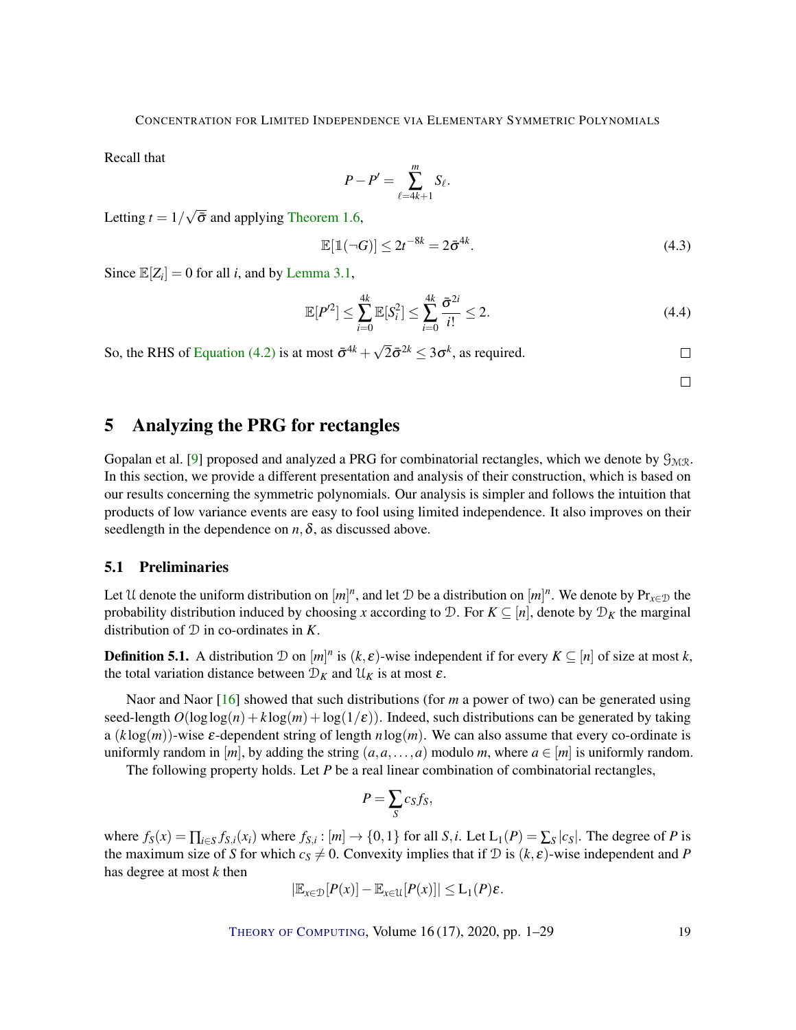Recall that

$$P - P' = \sum_{\ell=4k+1}^{m} S_\ell.$$

Letting $t = 1/\sqrt{\bar{\sigma}}$ and applying Theorem 1.6,

$$\mathbb{E}[\mathbb{1}(\neg G)] \leq 2t^{-8k} = 2\bar{\sigma}^{4k}. \tag{4.3}$$

Since $\mathbb{E}[Z_i] = 0$ for all $i$, and by Lemma 3.1,

$$\mathbb{E}[P'^2] \leq \sum_{i=0}^{4k} \mathbb{E}[S_i^2] \leq \sum_{i=0}^{4k} \frac{\bar{\sigma}^{2i}}{i!} \leq 2. \tag{4.4}$$

So, the RHS of Equation (4.2) is at most $\bar{\sigma}^{4k} + \sqrt{2}\bar{\sigma}^{2k} \leq 3\sigma^k$, as required. □

□

## 5 Analyzing the PRG for rectangles

Gopalan et al. [9] proposed and analyzed a PRG for combinatorial rectangles, which we denote by $\mathcal{G}_{\mathcal{MR}}$. In this section, we provide a different presentation and analysis of their construction, which is based on our results concerning the symmetric polynomials. Our analysis is simpler and follows the intuition that products of low variance events are easy to fool using limited independence. It also improves on their seedlength in the dependence on $n, \delta$, as discussed above.

### 5.1 Preliminaries

Let $\mathcal{U}$ denote the uniform distribution on $[m]^n$, and let $\mathcal{D}$ be a distribution on $[m]^n$. We denote by $\Pr_{x \in \mathcal{D}}$ the probability distribution induced by choosing $x$ according to $\mathcal{D}$. For $K \subseteq [n]$, denote by $\mathcal{D}_K$ the marginal distribution of $\mathcal{D}$ in co-ordinates in $K$.

**Definition 5.1.** A distribution $\mathcal{D}$ on $[m]^n$ is $(k, \varepsilon)$-wise independent if for every $K \subseteq [n]$ of size at most $k$, the total variation distance between $\mathcal{D}_K$ and $\mathcal{U}_K$ is at most $\varepsilon$.

Naor and Naor [16] showed that such distributions (for $m$ a power of two) can be generated using seed-length $O(\log\log(n) + k\log(m) + \log(1/\varepsilon))$. Indeed, such distributions can be generated by taking a $(k\log(m))$-wise $\varepsilon$-dependent string of length $n\log(m)$. We can also assume that every co-ordinate is uniformly random in $[m]$, by adding the string $(a, a, \ldots, a)$ modulo $m$, where $a \in [m]$ is uniformly random.

The following property holds. Let $P$ be a real linear combination of combinatorial rectangles,

$$P = \sum_S c_S f_S,$$

where $f_S(x) = \prod_{i \in S} f_{S,i}(x_i)$ where $f_{S,i} : [m] \to \{0,1\}$ for all $S, i$. Let $\mathrm{L}_1(P) = \sum_S |c_S|$. The degree of $P$ is the maximum size of $S$ for which $c_S \neq 0$. Convexity implies that if $\mathcal{D}$ is $(k, \varepsilon)$-wise independent and $P$ has degree at most $k$ then

$$|\mathbb{E}_{x \in \mathcal{D}}[P(x)] - \mathbb{E}_{x \in \mathcal{U}}[P(x)]| \leq \mathrm{L}_1(P)\varepsilon.$$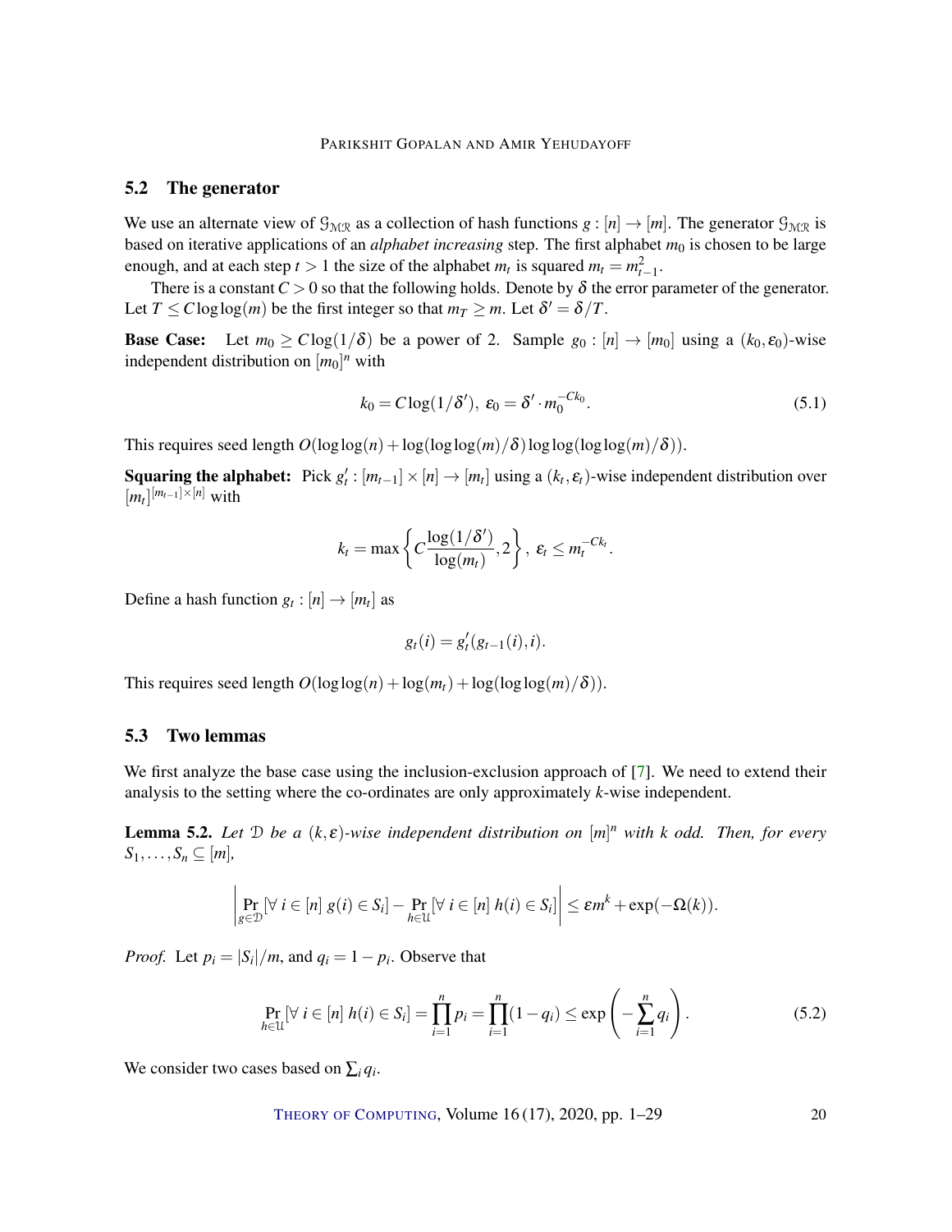## 5.2 The generator

We use an alternate view of $\mathcal{G}_{\mathcal{MR}}$ as a collection of hash functions $g : [n] \to [m]$. The generator $\mathcal{G}_{\mathcal{MR}}$ is based on iterative applications of an *alphabet increasing* step. The first alphabet $m_0$ is chosen to be large enough, and at each step $t > 1$ the size of the alphabet $m_t$ is squared $m_t = m_{t-1}^2$.

There is a constant $C > 0$ so that the following holds. Denote by $\delta$ the error parameter of the generator. Let $T \le C \log\log(m)$ be the first integer so that $m_T \ge m$. Let $\delta' = \delta/T$.

**Base Case:** Let $m_0 \ge C\log(1/\delta)$ be a power of 2. Sample $g_0 : [n] \to [m_0]$ using a $(k_0, \varepsilon_0)$-wise independent distribution on $[m_0]^n$ with

$$k_0 = C\log(1/\delta'),\ \varepsilon_0 = \delta' \cdot m_0^{-Ck_0}. \tag{5.1}$$

This requires seed length $O(\log\log(n) + \log(\log\log(m)/\delta)\log\log(\log\log(m)/\delta))$.

**Squaring the alphabet:** Pick $g'_t : [m_{t-1}] \times [n] \to [m_t]$ using a $(k_t, \varepsilon_t)$-wise independent distribution over $[m_t]^{[m_{t-1}]\times[n]}$ with

$$k_t = \max\left\{C\frac{\log(1/\delta')}{\log(m_t)}, 2\right\},\ \varepsilon_t \le m_t^{-Ck_t}.$$

Define a hash function $g_t : [n] \to [m_t]$ as

$$g_t(i) = g'_t(g_{t-1}(i), i).$$

This requires seed length $O(\log\log(n) + \log(m_t) + \log(\log\log(m)/\delta))$.

## 5.3 Two lemmas

We first analyze the base case using the inclusion-exclusion approach of [7]. We need to extend their analysis to the setting where the co-ordinates are only approximately $k$-wise independent.

**Lemma 5.2.** *Let $\mathcal{D}$ be a $(k,\varepsilon)$-wise independent distribution on $[m]^n$ with $k$ odd. Then, for every $S_1, \ldots, S_n \subseteq [m]$,*

$$\left|\Pr_{g\in\mathcal{D}}[\forall\, i \in [n]\ g(i) \in S_i] - \Pr_{h\in\mathcal{U}}[\forall\, i \in [n]\ h(i) \in S_i]\right| \le \varepsilon m^k + \exp(-\Omega(k)).$$

*Proof.* Let $p_i = |S_i|/m$, and $q_i = 1 - p_i$. Observe that

$$\Pr_{h\in\mathcal{U}}[\forall\, i \in [n]\ h(i) \in S_i] = \prod_{i=1}^{n} p_i = \prod_{i=1}^{n}(1 - q_i) \le \exp\left(-\sum_{i=1}^{n} q_i\right). \tag{5.2}$$

We consider two cases based on $\sum_i q_i$.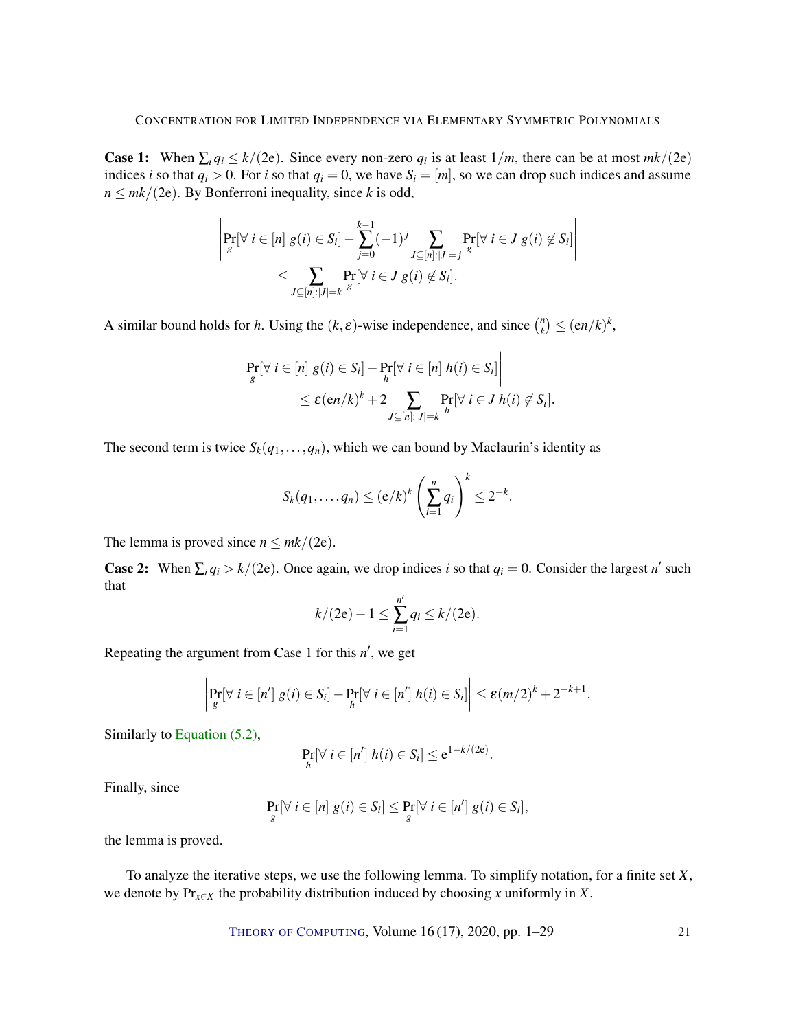**Case 1:** When $\sum_i q_i \le k/(2\mathrm{e})$. Since every non-zero $q_i$ is at least $1/m$, there can be at most $mk/(2\mathrm{e})$ indices $i$ so that $q_i > 0$. For $i$ so that $q_i = 0$, we have $S_i = [m]$, so we can drop such indices and assume $n \le mk/(2\mathrm{e})$. By Bonferroni inequality, since $k$ is odd,

$$\left| \Pr_g[\forall\, i \in [n]\ g(i) \in S_i] - \sum_{j=0}^{k-1} (-1)^j \sum_{J \subseteq [n] : |J| = j} \Pr_g[\forall\, i \in J\ g(i) \notin S_i] \right| \le \sum_{J \subseteq [n] : |J| = k} \Pr_g[\forall\, i \in J\ g(i) \notin S_i].$$

A similar bound holds for $h$. Using the $(k,\varepsilon)$-wise independence, and since $\binom{n}{k} \le (\mathrm{e}n/k)^k$,

$$\left| \Pr_g[\forall\, i \in [n]\ g(i) \in S_i] - \Pr_h[\forall\, i \in [n]\ h(i) \in S_i] \right| \le \varepsilon(\mathrm{e}n/k)^k + 2 \sum_{J \subseteq [n] : |J| = k} \Pr_h[\forall\, i \in J\ h(i) \notin S_i].$$

The second term is twice $S_k(q_1, \ldots, q_n)$, which we can bound by Maclaurin's identity as

$$S_k(q_1, \ldots, q_n) \le (\mathrm{e}/k)^k \left( \sum_{i=1}^n q_i \right)^k \le 2^{-k}.$$

The lemma is proved since $n \le mk/(2\mathrm{e})$.

**Case 2:** When $\sum_i q_i > k/(2\mathrm{e})$. Once again, we drop indices $i$ so that $q_i = 0$. Consider the largest $n'$ such that

$$k/(2\mathrm{e}) - 1 \le \sum_{i=1}^{n'} q_i \le k/(2\mathrm{e}).$$

Repeating the argument from Case 1 for this $n'$, we get

$$\left| \Pr_g[\forall\, i \in [n']\ g(i) \in S_i] - \Pr_h[\forall\, i \in [n']\ h(i) \in S_i] \right| \le \varepsilon(m/2)^k + 2^{-k+1}.$$

Similarly to Equation (5.2),

$$\Pr_h[\forall\, i \in [n']\ h(i) \in S_i] \le \mathrm{e}^{1-k/(2\mathrm{e})}.$$

Finally, since

$$\Pr_g[\forall\, i \in [n]\ g(i) \in S_i] \le \Pr_g[\forall\, i \in [n']\ g(i) \in S_i],$$

the lemma is proved. □

To analyze the iterative steps, we use the following lemma. To simplify notation, for a finite set $X$, we denote by $\Pr_{x \in X}$ the probability distribution induced by choosing $x$ uniformly in $X$.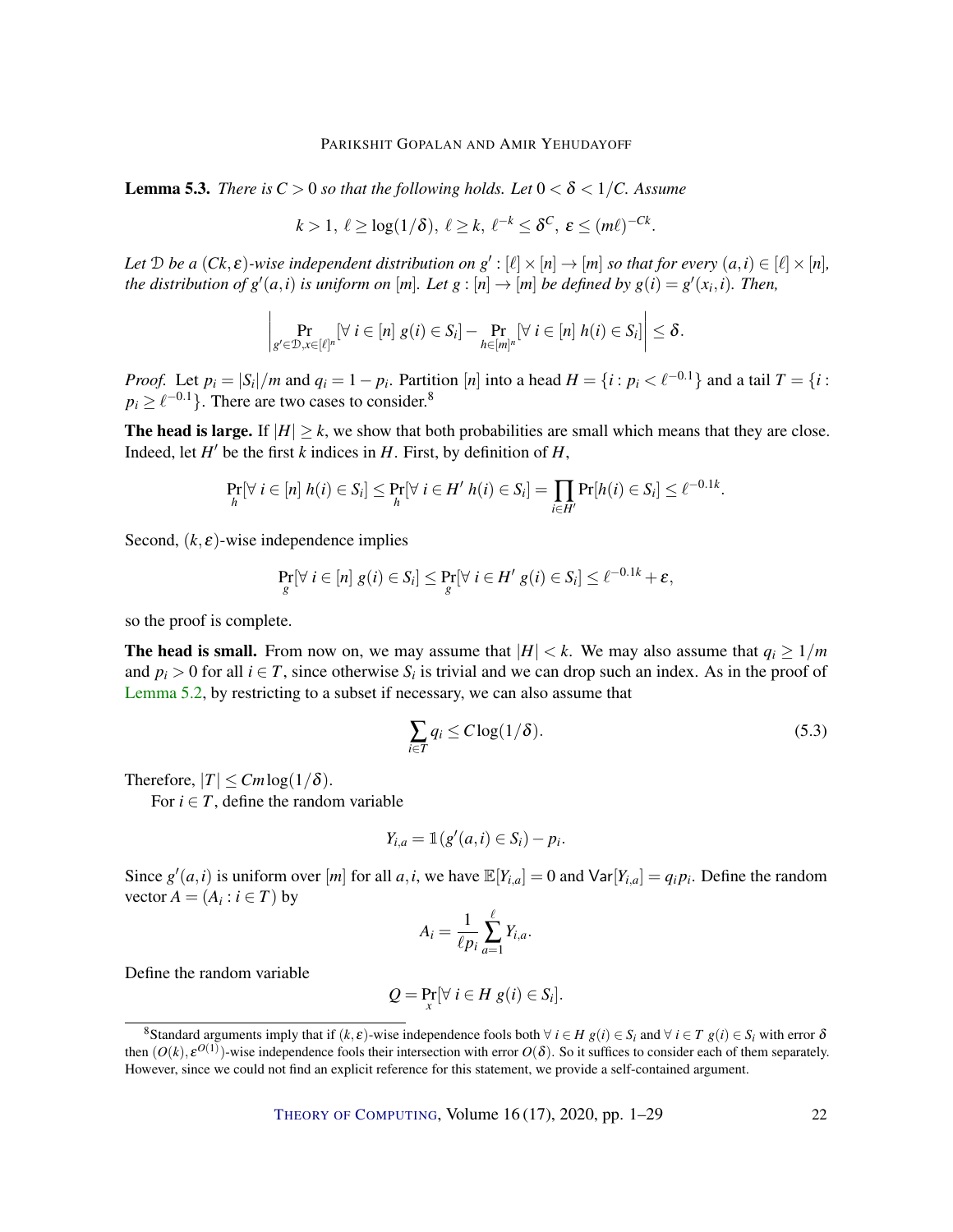**Lemma 5.3.** *There is $C > 0$ so that the following holds. Let $0 < \delta < 1/C$. Assume*

$$k > 1,\ \ell \geq \log(1/\delta),\ \ell \geq k,\ \ell^{-k} \leq \delta^C,\ \varepsilon \leq (m\ell)^{-Ck}.$$

*Let $\mathcal{D}$ be a $(Ck, \varepsilon)$-wise independent distribution on $g' : [\ell] \times [n] \to [m]$ so that for every $(a,i) \in [\ell] \times [n]$, the distribution of $g'(a,i)$ is uniform on $[m]$. Let $g : [n] \to [m]$ be defined by $g(i) = g'(x_i, i)$. Then,*

$$\left| \Pr_{g' \in \mathcal{D}, x \in [\ell]^n} [\forall\, i \in [n]\ g(i) \in S_i] - \Pr_{h \in [m]^n} [\forall\, i \in [n]\ h(i) \in S_i] \right| \leq \delta.$$

*Proof.* Let $p_i = |S_i|/m$ and $q_i = 1 - p_i$. Partition $[n]$ into a head $H = \{i : p_i < \ell^{-0.1}\}$ and a tail $T = \{i : p_i \geq \ell^{-0.1}\}$. There are two cases to consider.[8]

**The head is large.** If $|H| \geq k$, we show that both probabilities are small which means that they are close. Indeed, let $H'$ be the first $k$ indices in $H$. First, by definition of $H$,

$$\Pr_h[\forall\, i \in [n]\ h(i) \in S_i] \leq \Pr_h[\forall\, i \in H'\ h(i) \in S_i] = \prod_{i \in H'} \Pr[h(i) \in S_i] \leq \ell^{-0.1k}.$$

Second, $(k, \varepsilon)$-wise independence implies

$$\Pr_g[\forall\, i \in [n]\ g(i) \in S_i] \leq \Pr_g[\forall\, i \in H'\ g(i) \in S_i] \leq \ell^{-0.1k} + \varepsilon,$$

so the proof is complete.

**The head is small.** From now on, we may assume that $|H| < k$. We may also assume that $q_i \geq 1/m$ and $p_i > 0$ for all $i \in T$, since otherwise $S_i$ is trivial and we can drop such an index. As in the proof of Lemma 5.2, by restricting to a subset if necessary, we can also assume that

$$\sum_{i \in T} q_i \leq C \log(1/\delta). \tag{5.3}$$

Therefore, $|T| \leq Cm \log(1/\delta)$.

For $i \in T$, define the random variable

$$Y_{i,a} = \mathbb{1}(g'(a,i) \in S_i) - p_i.$$

Since $g'(a,i)$ is uniform over $[m]$ for all $a, i$, we have $\mathbb{E}[Y_{i,a}] = 0$ and $\mathsf{Var}[Y_{i,a}] = q_i p_i$. Define the random vector $A = (A_i : i \in T)$ by

$$A_i = \frac{1}{\ell p_i} \sum_{a=1}^{\ell} Y_{i,a}.$$

Define the random variable

$$Q = \Pr_x[\forall\, i \in H\ g(i) \in S_i].$$

[8] Standard arguments imply that if $(k, \varepsilon)$-wise independence fools both $\forall\, i \in H\ g(i) \in S_i$ and $\forall\, i \in T\ g(i) \in S_i$ with error $\delta$ then $(O(k), \varepsilon^{O(1)})$-wise independence fools their intersection with error $O(\delta)$. So it suffices to consider each of them separately. However, since we could not find an explicit reference for this statement, we provide a self-contained argument.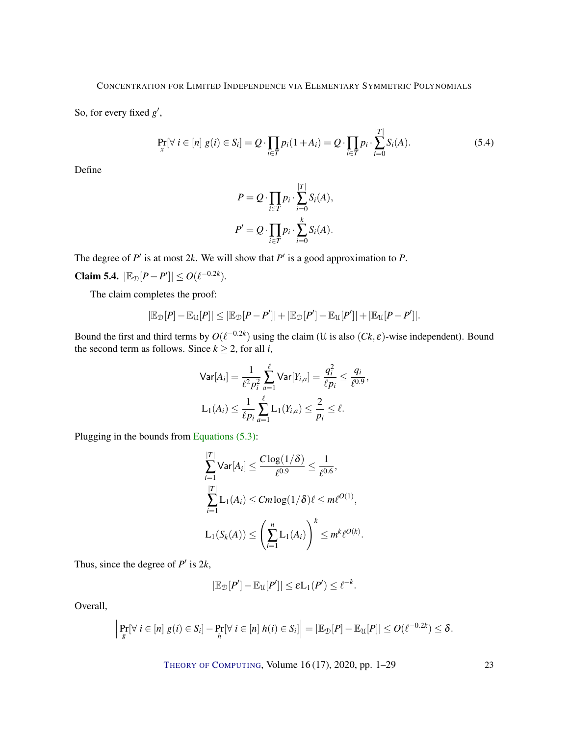So, for every fixed $g'$,

$$\Pr_x[\forall\ i \in [n]\ g(i) \in S_i] = Q \cdot \prod_{i \in T} p_i(1+A_i) = Q \cdot \prod_{i \in T} p_i \cdot \sum_{i=0}^{|T|} S_i(A). \tag{5.4}$$

Define

$$P = Q \cdot \prod_{i \in T} p_i \cdot \sum_{i=0}^{|T|} S_i(A),$$

$$P' = Q \cdot \prod_{i \in T} p_i \cdot \sum_{i=0}^{k} S_i(A).$$

The degree of $P'$ is at most $2k$. We will show that $P'$ is a good approximation to $P$.

**Claim 5.4.** $|\mathbb{E}_{\mathcal{D}}[P - P']| \leq O(\ell^{-0.2k})$.

The claim completes the proof:

$$|\mathbb{E}_{\mathcal{D}}[P] - \mathbb{E}_{\mathcal{U}}[P]| \leq |\mathbb{E}_{\mathcal{D}}[P - P']| + |\mathbb{E}_{\mathcal{D}}[P'] - \mathbb{E}_{\mathcal{U}}[P']| + |\mathbb{E}_{\mathcal{U}}[P - P']|.$$

Bound the first and third terms by $O(\ell^{-0.2k})$ using the claim ($\mathcal{U}$ is also $(Ck, \varepsilon)$-wise independent). Bound the second term as follows. Since $k \geq 2$, for all $i$,

$$\mathsf{Var}[A_i] = \frac{1}{\ell^2 p_i^2} \sum_{a=1}^{\ell} \mathsf{Var}[Y_{i,a}] = \frac{q_i^2}{\ell p_i} \leq \frac{q_i}{\ell^{0.9}},$$

$$\mathrm{L}_1(A_i) \leq \frac{1}{\ell p_i} \sum_{a=1}^{\ell} \mathrm{L}_1(Y_{i,a}) \leq \frac{2}{p_i} \leq \ell.$$

Plugging in the bounds from Equations (5.3):

$$\sum_{i=1}^{|T|} \mathsf{Var}[A_i] \leq \frac{C \log(1/\delta)}{\ell^{0.9}} \leq \frac{1}{\ell^{0.6}},$$

$$\sum_{i=1}^{|T|} \mathrm{L}_1(A_i) \leq Cm \log(1/\delta) \ell \leq m \ell^{O(1)},$$

$$\mathrm{L}_1(S_k(A)) \leq \left( \sum_{i=1}^{n} \mathrm{L}_1(A_i) \right)^k \leq m^k \ell^{O(k)}.$$

Thus, since the degree of $P'$ is $2k$,

$$|\mathbb{E}_{\mathcal{D}}[P'] - \mathbb{E}_{\mathcal{U}}[P']| \leq \varepsilon \mathrm{L}_1(P') \leq \ell^{-k}.$$

Overall,

$$\left| \Pr_g[\forall\ i \in [n]\ g(i) \in S_i] - \Pr_h[\forall\ i \in [n]\ h(i) \in S_i] \right| = |\mathbb{E}_{\mathcal{D}}[P] - \mathbb{E}_{\mathcal{U}}[P]| \leq O(\ell^{-0.2k}) \leq \delta.$$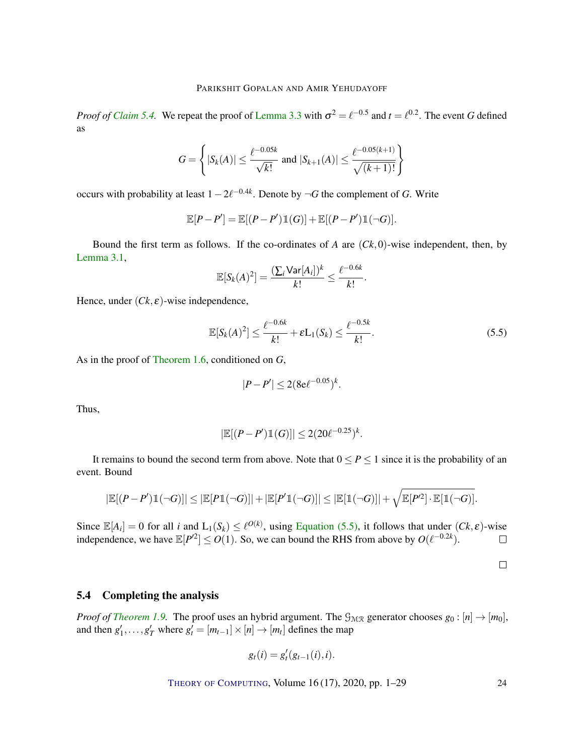*Proof of Claim 5.4.* We repeat the proof of Lemma 3.3 with $\sigma^2 = \ell^{-0.5}$ and $t = \ell^{0.2}$. The event $G$ defined as

$$G = \left\{ |S_k(A)| \leq \frac{\ell^{-0.05k}}{\sqrt{k!}} \text{ and } |S_{k+1}(A)| \leq \frac{\ell^{-0.05(k+1)}}{\sqrt{(k+1)!}} \right\}$$

occurs with probability at least $1 - 2\ell^{-0.4k}$. Denote by $\neg G$ the complement of $G$. Write

$$\mathbb{E}[P - P'] = \mathbb{E}[(P - P')\mathbb{1}(G)] + \mathbb{E}[(P - P')\mathbb{1}(\neg G)].$$

Bound the first term as follows. If the co-ordinates of $A$ are $(Ck, 0)$-wise independent, then, by Lemma 3.1,

$$\mathbb{E}[S_k(A)^2] = \frac{(\sum_i \mathsf{Var}[A_i])^k}{k!} \leq \frac{\ell^{-0.6k}}{k!}.$$

Hence, under $(Ck, \varepsilon)$-wise independence,

$$\mathbb{E}[S_k(A)^2] \leq \frac{\ell^{-0.6k}}{k!} + \varepsilon \mathrm{L}_1(S_k) \leq \frac{\ell^{-0.5k}}{k!}. \tag{5.5}$$

As in the proof of Theorem 1.6, conditioned on $G$,

$$|P - P'| \leq 2(8e\ell^{-0.05})^k.$$

Thus,

$$|\mathbb{E}[(P - P')\mathbb{1}(G)]| \leq 2(20\ell^{-0.25})^k.$$

It remains to bound the second term from above. Note that $0 \leq P \leq 1$ since it is the probability of an event. Bound

$$|\mathbb{E}[(P - P')\mathbb{1}(\neg G)]| \leq |\mathbb{E}[P\mathbb{1}(\neg G)]| + |\mathbb{E}[P'\mathbb{1}(\neg G)]| \leq |\mathbb{E}[\mathbb{1}(\neg G)]| + \sqrt{\mathbb{E}[P'^2] \cdot \mathbb{E}[\mathbb{1}(\neg G)]}.$$

Since $\mathbb{E}[A_i] = 0$ for all $i$ and $\mathrm{L}_1(S_k) \leq \ell^{O(k)}$, using Equation (5.5), it follows that under $(Ck, \varepsilon)$-wise independence, we have $\mathbb{E}[P'^2] \leq O(1)$. So, we can bound the RHS from above by $O(\ell^{-0.2k})$. □

□

## 5.4 Completing the analysis

*Proof of Theorem 1.9.* The proof uses an hybrid argument. The $\mathcal{G}_{\mathcal{MR}}$ generator chooses $g_0 : [n] \to [m_0]$, and then $g'_1, \dots, g'_T$ where $g'_t = [m_{t-1}] \times [n] \to [m_t]$ defines the map

$$g_t(i) = g'_t(g_{t-1}(i), i).$$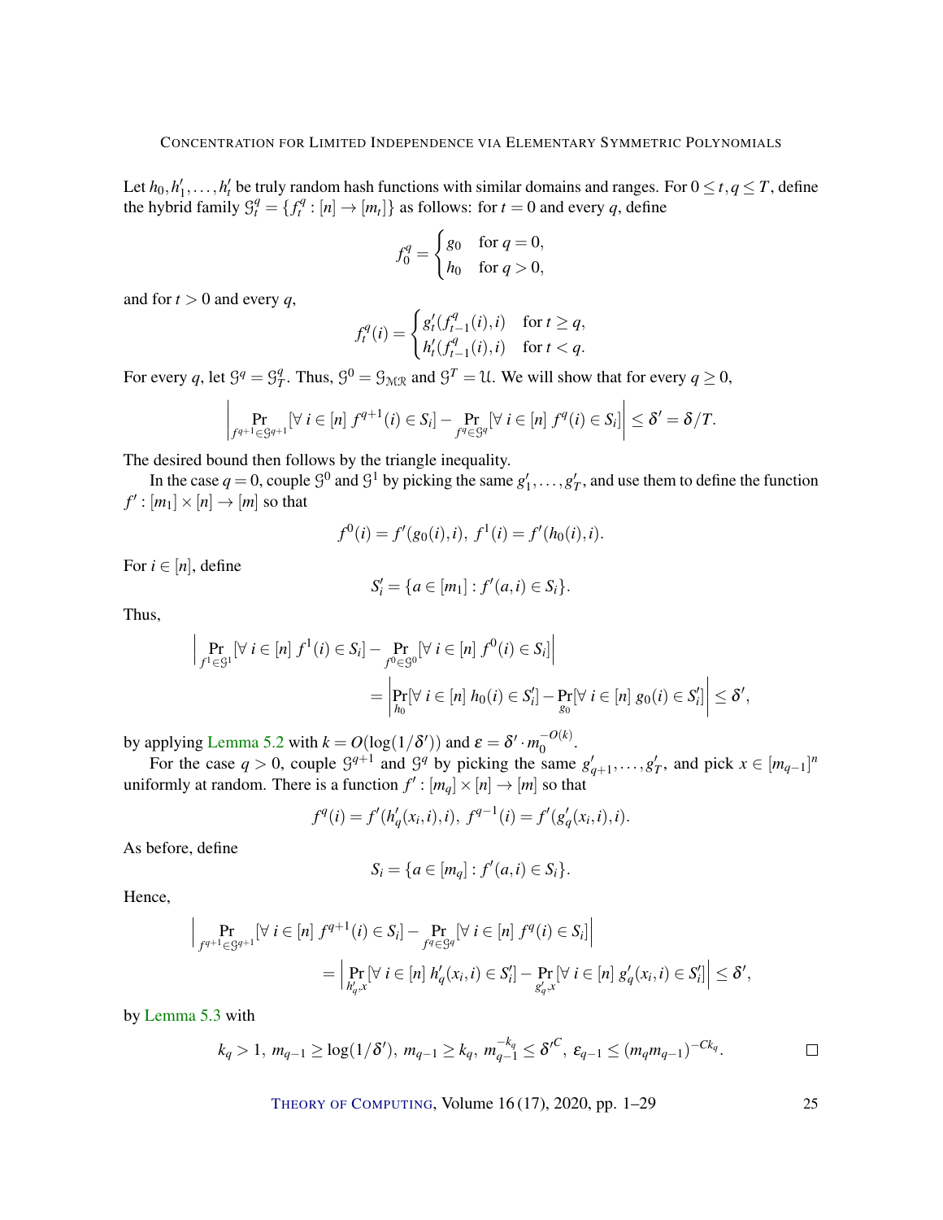Let $h_0, h'_1, \ldots, h'_t$ be truly random hash functions with similar domains and ranges. For $0 \le t, q \le T$, define the hybrid family $\mathcal{G}^q_t = \{f^q_t : [n] \to [m_t]\}$ as follows: for $t = 0$ and every $q$, define

$$f^q_0 = \begin{cases} g_0 & \text{for } q = 0, \\ h_0 & \text{for } q > 0, \end{cases}$$

and for $t > 0$ and every $q$,

$$f^q_t(i) = \begin{cases} g'_t(f^q_{t-1}(i), i) & \text{for } t \ge q, \\ h'_t(f^q_{t-1}(i), i) & \text{for } t < q. \end{cases}$$

For every $q$, let $\mathcal{G}^q = \mathcal{G}^q_T$. Thus, $\mathcal{G}^0 = \mathcal{G}_{\mathcal{MR}}$ and $\mathcal{G}^T = \mathcal{U}$. We will show that for every $q \ge 0$,

$$\left| \Pr_{f^{q+1} \in \mathcal{G}^{q+1}}[\forall\, i \in [n]\ f^{q+1}(i) \in S_i] - \Pr_{f^q \in \mathcal{G}^q}[\forall\, i \in [n]\ f^q(i) \in S_i] \right| \le \delta' = \delta/T.$$

The desired bound then follows by the triangle inequality.

In the case $q = 0$, couple $\mathcal{G}^0$ and $\mathcal{G}^1$ by picking the same $g'_1, \ldots, g'_T$, and use them to define the function $f' : [m_1] \times [n] \to [m]$ so that

$$f^0(i) = f'(g_0(i), i),\ f^1(i) = f'(h_0(i), i).$$

For $i \in [n]$, define

$$S'_i = \{a \in [m_1] : f'(a, i) \in S_i\}.$$

Thus,

$$\begin{aligned} &\left| \Pr_{f^1 \in \mathcal{G}^1}[\forall\, i \in [n]\ f^1(i) \in S_i] - \Pr_{f^0 \in \mathcal{G}^0}[\forall\, i \in [n]\ f^0(i) \in S_i] \right| \\ &\qquad = \left| \Pr_{h_0}[\forall\, i \in [n]\ h_0(i) \in S'_i] - \Pr_{g_0}[\forall\, i \in [n]\ g_0(i) \in S'_i] \right| \le \delta', \end{aligned}$$

by applying Lemma 5.2 with $k = O(\log(1/\delta'))$ and $\varepsilon = \delta' \cdot m_0^{-O(k)}$.

For the case $q > 0$, couple $\mathcal{G}^{q+1}$ and $\mathcal{G}^q$ by picking the same $g'_{q+1}, \ldots, g'_T$, and pick $x \in [m_{q-1}]^n$ uniformly at random. There is a function $f' : [m_q] \times [n] \to [m]$ so that

$$f^q(i) = f'(h'_q(x_i, i), i),\ f^{q-1}(i) = f'(g'_q(x_i, i), i).$$

As before, define

$$S_i = \{a \in [m_q] : f'(a, i) \in S_i\}.$$

Hence,

$$\begin{aligned} &\left| \Pr_{f^{q+1} \in \mathcal{G}^{q+1}}[\forall\, i \in [n]\ f^{q+1}(i) \in S_i] - \Pr_{f^q \in \mathcal{G}^q}[\forall\, i \in [n]\ f^q(i) \in S_i] \right| \\ &\qquad = \left| \Pr_{h'_q, x}[\forall\, i \in [n]\ h'_q(x_i, i) \in S'_i] - \Pr_{g'_q, x}[\forall\, i \in [n]\ g'_q(x_i, i) \in S'_i] \right| \le \delta', \end{aligned}$$

by Lemma 5.3 with

$$k_q > 1,\ m_{q-1} \ge \log(1/\delta'),\ m_{q-1} \ge k_q,\ m_{q-1}^{-k_q} \le \delta'^C,\ \varepsilon_{q-1} \le (m_q m_{q-1})^{-Ck_q}. \qquad \square$$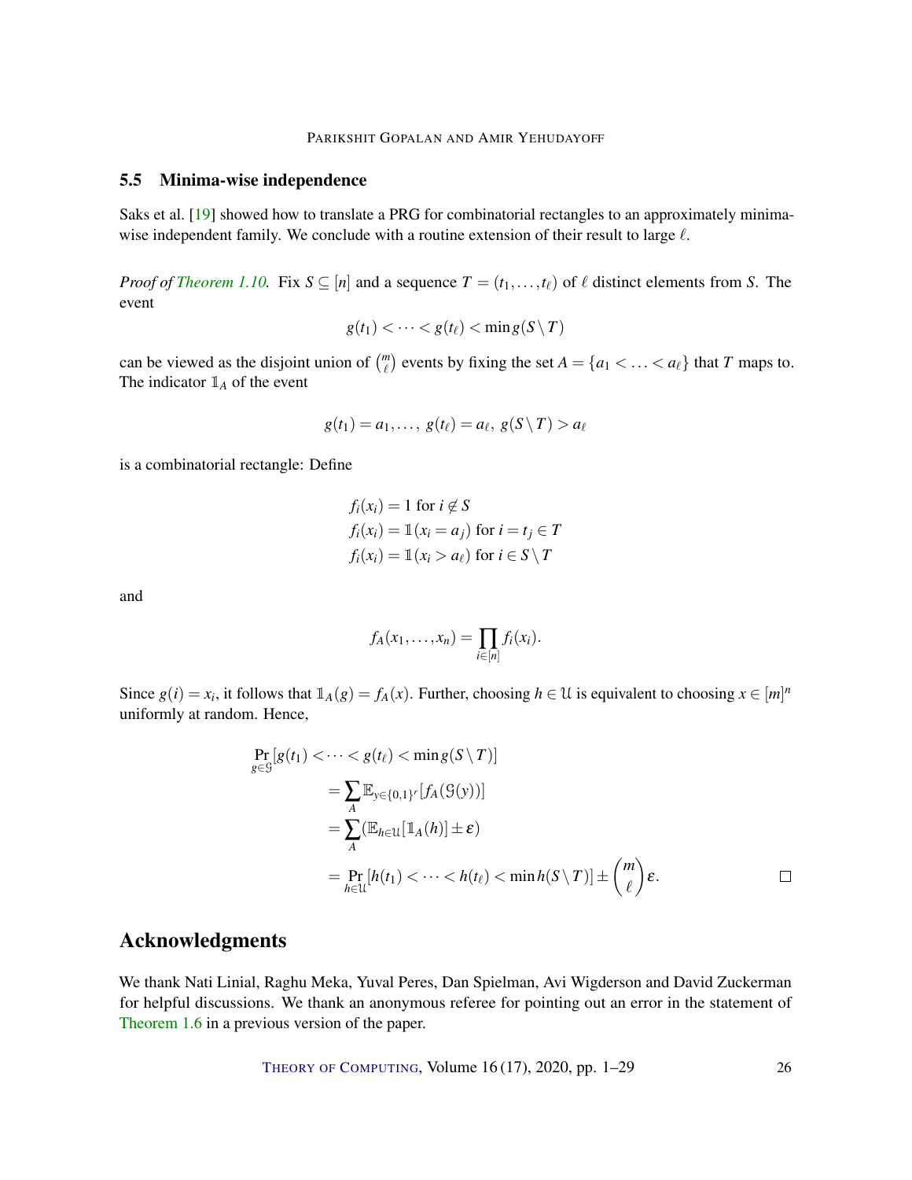### 5.5 Minima-wise independence

Saks et al. [19] showed how to translate a PRG for combinatorial rectangles to an approximately minima-wise independent family. We conclude with a routine extension of their result to large $\ell$.

*Proof of Theorem 1.10.* Fix $S \subseteq [n]$ and a sequence $T = (t_1, \ldots, t_\ell)$ of $\ell$ distinct elements from $S$. The event

$$g(t_1) < \cdots < g(t_\ell) < \min g(S \setminus T)$$

can be viewed as the disjoint union of $\binom{m}{\ell}$ events by fixing the set $A = \{a_1 < \ldots < a_\ell\}$ that $T$ maps to. The indicator $\mathbb{1}_A$ of the event

$$g(t_1) = a_1, \ldots, \; g(t_\ell) = a_\ell, \; g(S \setminus T) > a_\ell$$

is a combinatorial rectangle: Define

$$\begin{aligned}
f_i(x_i) &= 1 \text{ for } i \notin S \\
f_i(x_i) &= \mathbb{1}(x_i = a_j) \text{ for } i = t_j \in T \\
f_i(x_i) &= \mathbb{1}(x_i > a_\ell) \text{ for } i \in S \setminus T
\end{aligned}$$

and

$$f_A(x_1, \ldots, x_n) = \prod_{i \in [n]} f_i(x_i).$$

Since $g(i) = x_i$, it follows that $\mathbb{1}_A(g) = f_A(x)$. Further, choosing $h \in \mathcal{U}$ is equivalent to choosing $x \in [m]^n$ uniformly at random. Hence,

$$\begin{aligned}
\Pr_{g \in \mathcal{G}}&[g(t_1) < \cdots < g(t_\ell) < \min g(S \setminus T)] \\
&= \sum_A \mathbb{E}_{y \in \{0,1\}^r}[f_A(\mathcal{G}(y))] \\
&= \sum_A (\mathbb{E}_{h \in \mathcal{U}}[\mathbb{1}_A(h)] \pm \varepsilon) \\
&= \Pr_{h \in \mathcal{U}}[h(t_1) < \cdots < h(t_\ell) < \min h(S \setminus T)] \pm \binom{m}{\ell} \varepsilon.
\end{aligned}$$

□

## Acknowledgments

We thank Nati Linial, Raghu Meka, Yuval Peres, Dan Spielman, Avi Wigderson and David Zuckerman for helpful discussions. We thank an anonymous referee for pointing out an error in the statement of Theorem 1.6 in a previous version of the paper.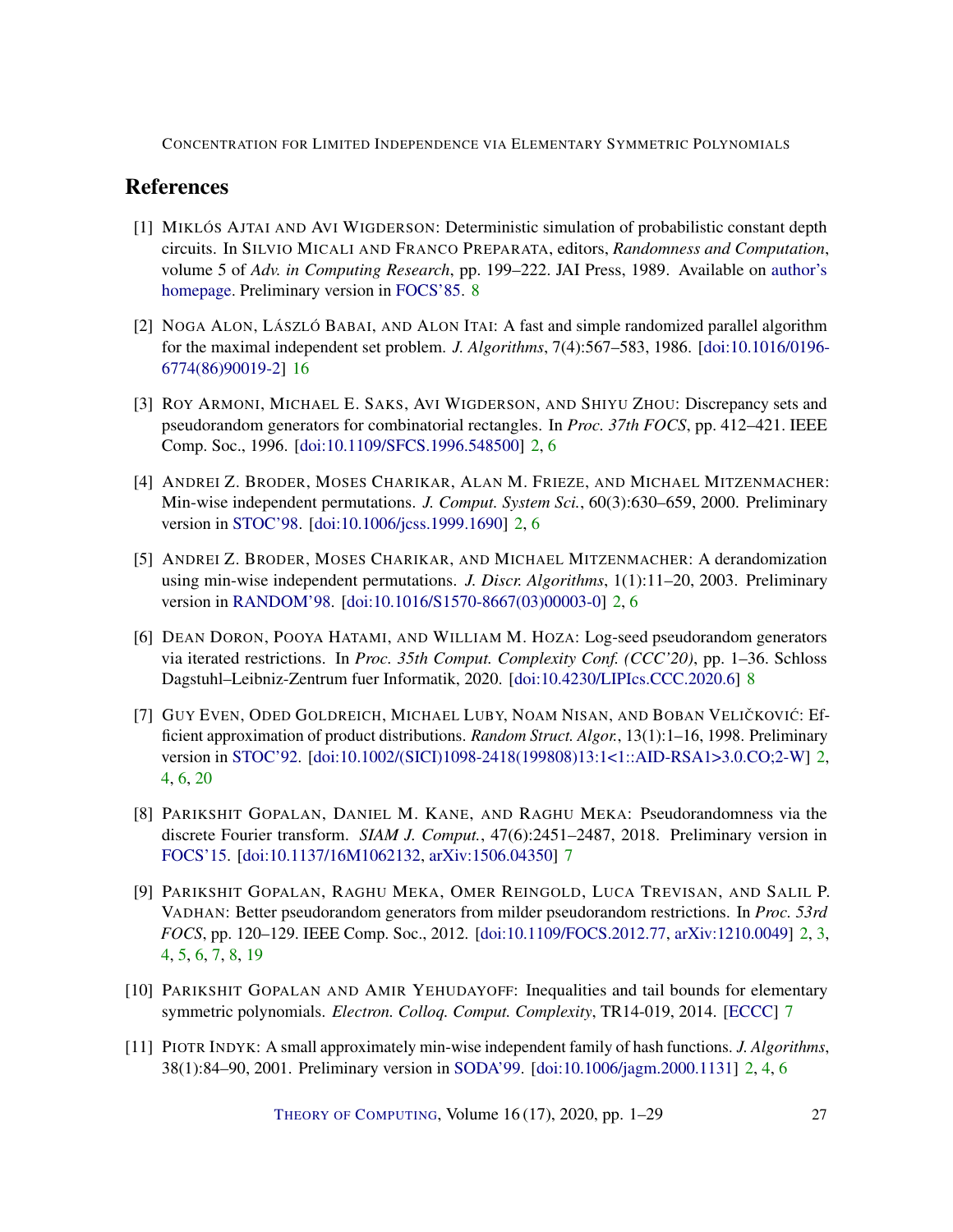## References

[1] Miklós Ajtai and Avi Wigderson: Deterministic simulation of probabilistic constant depth circuits. In Silvio Micali and Franco Preparata, editors, *Randomness and Computation*, volume 5 of *Adv. in Computing Research*, pp. 199–222. JAI Press, 1989. Available on author's homepage. Preliminary version in FOCS'85. 8

[2] Noga Alon, László Babai, and Alon Itai: A fast and simple randomized parallel algorithm for the maximal independent set problem. *J. Algorithms*, 7(4):567–583, 1986. [doi:10.1016/0196-6774(86)90019-2] 16

[3] Roy Armoni, Michael E. Saks, Avi Wigderson, and Shiyu Zhou: Discrepancy sets and pseudorandom generators for combinatorial rectangles. In *Proc. 37th FOCS*, pp. 412–421. IEEE Comp. Soc., 1996. [doi:10.1109/SFCS.1996.548500] 2, 6

[4] Andrei Z. Broder, Moses Charikar, Alan M. Frieze, and Michael Mitzenmacher: Min-wise independent permutations. *J. Comput. System Sci.*, 60(3):630–659, 2000. Preliminary version in STOC'98. [doi:10.1006/jcss.1999.1690] 2, 6

[5] Andrei Z. Broder, Moses Charikar, and Michael Mitzenmacher: A derandomization using min-wise independent permutations. *J. Discr. Algorithms*, 1(1):11–20, 2003. Preliminary version in RANDOM'98. [doi:10.1016/S1570-8667(03)00003-0] 2, 6

[6] Dean Doron, Pooya Hatami, and William M. Hoza: Log-seed pseudorandom generators via iterated restrictions. In *Proc. 35th Comput. Complexity Conf. (CCC'20)*, pp. 1–36. Schloss Dagstuhl–Leibniz-Zentrum fuer Informatik, 2020. [doi:10.4230/LIPIcs.CCC.2020.6] 8

[7] Guy Even, Oded Goldreich, Michael Luby, Noam Nisan, and Boban Veličković: Efficient approximation of product distributions. *Random Struct. Algor.*, 13(1):1–16, 1998. Preliminary version in STOC'92. [doi:10.1002/(SICI)1098-2418(199808)13:1<1::AID-RSA1>3.0.CO;2-W] 2, 4, 6, 20

[8] Parikshit Gopalan, Daniel M. Kane, and Raghu Meka: Pseudorandomness via the discrete Fourier transform. *SIAM J. Comput.*, 47(6):2451–2487, 2018. Preliminary version in FOCS'15. [doi:10.1137/16M1062132, arXiv:1506.04350] 7

[9] Parikshit Gopalan, Raghu Meka, Omer Reingold, Luca Trevisan, and Salil P. Vadhan: Better pseudorandom generators from milder pseudorandom restrictions. In *Proc. 53rd FOCS*, pp. 120–129. IEEE Comp. Soc., 2012. [doi:10.1109/FOCS.2012.77, arXiv:1210.0049] 2, 3, 4, 5, 6, 7, 8, 19

[10] Parikshit Gopalan and Amir Yehudayoff: Inequalities and tail bounds for elementary symmetric polynomials. *Electron. Colloq. Comput. Complexity*, TR14-019, 2014. [ECCC] 7

[11] Piotr Indyk: A small approximately min-wise independent family of hash functions. *J. Algorithms*, 38(1):84–90, 2001. Preliminary version in SODA'99. [doi:10.1006/jagm.2000.1131] 2, 4, 6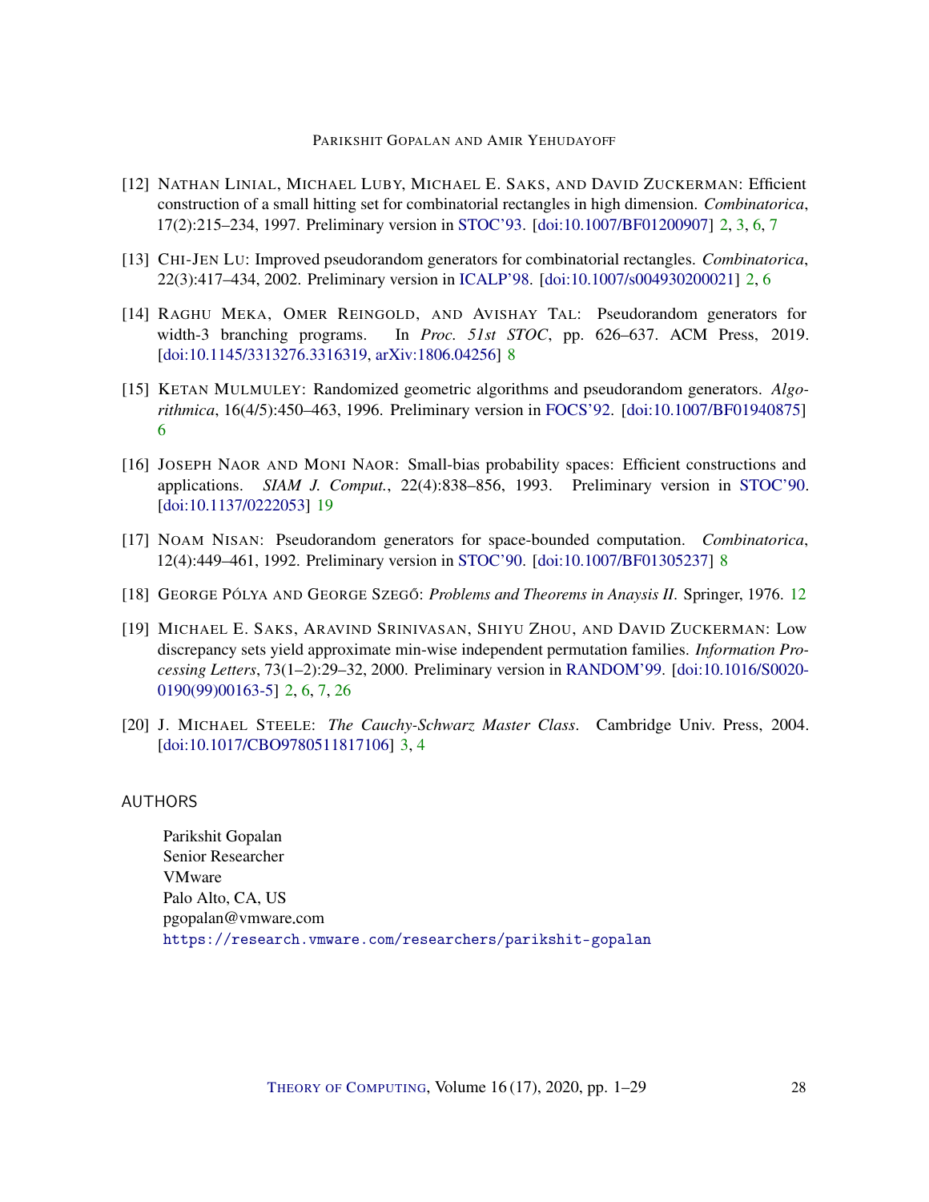[12] NATHAN LINIAL, MICHAEL LUBY, MICHAEL E. SAKS, AND DAVID ZUCKERMAN: Efficient construction of a small hitting set for combinatorial rectangles in high dimension. *Combinatorica*, 17(2):215–234, 1997. Preliminary version in STOC'93. [doi:10.1007/BF01200907] 2, 3, 6, 7

[13] CHI-JEN LU: Improved pseudorandom generators for combinatorial rectangles. *Combinatorica*, 22(3):417–434, 2002. Preliminary version in ICALP'98. [doi:10.1007/s004930200021] 2, 6

[14] RAGHU MEKA, OMER REINGOLD, AND AVISHAY TAL: Pseudorandom generators for width-3 branching programs. In *Proc. 51st STOC*, pp. 626–637. ACM Press, 2019. [doi:10.1145/3313276.3316319, arXiv:1806.04256] 8

[15] KETAN MULMULEY: Randomized geometric algorithms and pseudorandom generators. *Algorithmica*, 16(4/5):450–463, 1996. Preliminary version in FOCS'92. [doi:10.1007/BF01940875] 6

[16] JOSEPH NAOR AND MONI NAOR: Small-bias probability spaces: Efficient constructions and applications. *SIAM J. Comput.*, 22(4):838–856, 1993. Preliminary version in STOC'90. [doi:10.1137/0222053] 19

[17] NOAM NISAN: Pseudorandom generators for space-bounded computation. *Combinatorica*, 12(4):449–461, 1992. Preliminary version in STOC'90. [doi:10.1007/BF01305237] 8

[18] GEORGE PÓLYA AND GEORGE SZEGŐ: *Problems and Theorems in Anaysis II*. Springer, 1976. 12

[19] MICHAEL E. SAKS, ARAVIND SRINIVASAN, SHIYU ZHOU, AND DAVID ZUCKERMAN: Low discrepancy sets yield approximate min-wise independent permutation families. *Information Processing Letters*, 73(1–2):29–32, 2000. Preliminary version in RANDOM'99. [doi:10.1016/S0020-0190(99)00163-5] 2, 6, 7, 26

[20] J. MICHAEL STEELE: *The Cauchy-Schwarz Master Class*. Cambridge Univ. Press, 2004. [doi:10.1017/CBO9780511817106] 3, 4

## AUTHORS

Parikshit Gopalan
Senior Researcher
VMware
Palo Alto, CA, US
pgopalan@vmware.com
https://research.vmware.com/researchers/parikshit-gopalan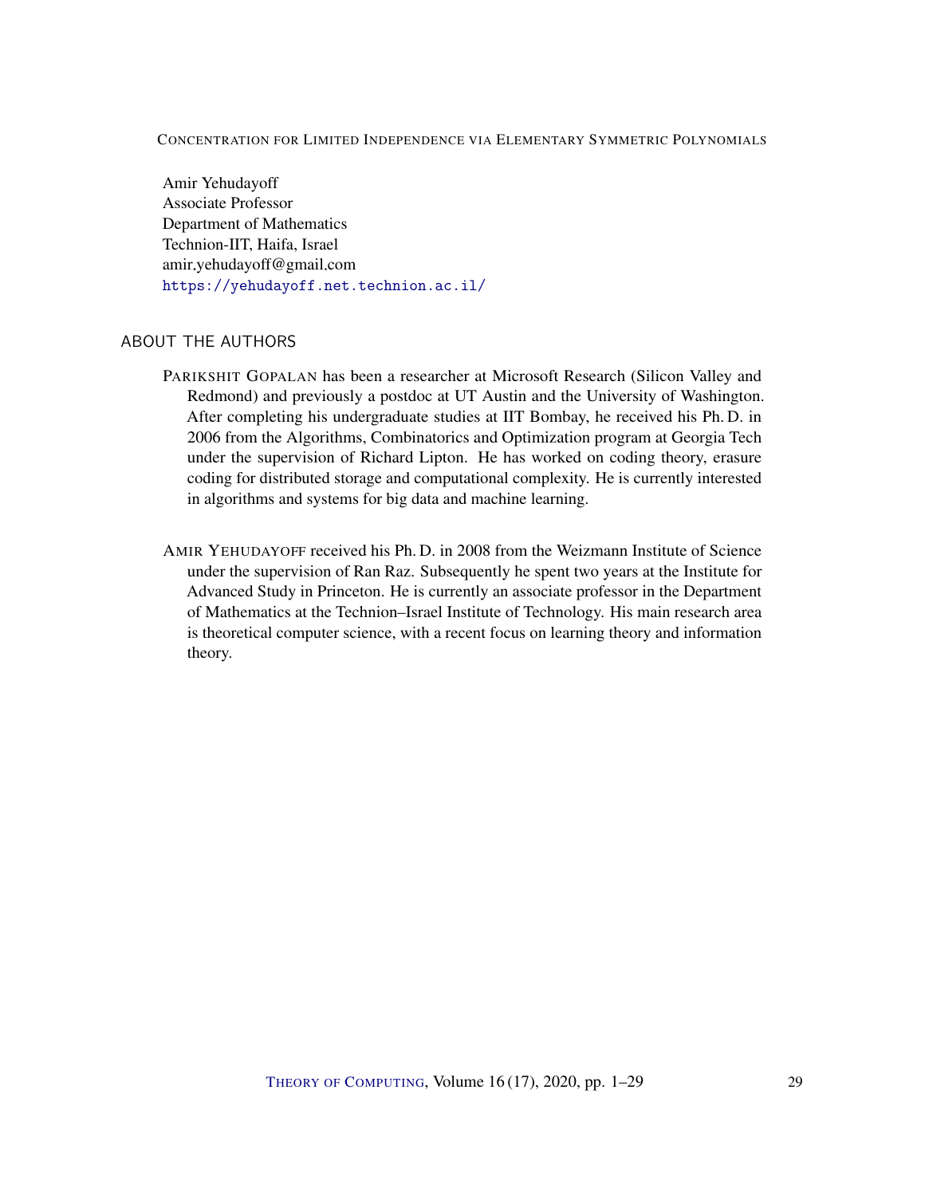Amir Yehudayoff
Associate Professor
Department of Mathematics
Technion-IIT, Haifa, Israel
amir.yehudayoff@gmail.com
https://yehudayoff.net.technion.ac.il/

## ABOUT THE AUTHORS

PARIKSHIT GOPALAN has been a researcher at Microsoft Research (Silicon Valley and Redmond) and previously a postdoc at UT Austin and the University of Washington. After completing his undergraduate studies at IIT Bombay, he received his Ph. D. in 2006 from the Algorithms, Combinatorics and Optimization program at Georgia Tech under the supervision of Richard Lipton. He has worked on coding theory, erasure coding for distributed storage and computational complexity. He is currently interested in algorithms and systems for big data and machine learning.

AMIR YEHUDAYOFF received his Ph. D. in 2008 from the Weizmann Institute of Science under the supervision of Ran Raz. Subsequently he spent two years at the Institute for Advanced Study in Princeton. He is currently an associate professor in the Department of Mathematics at the Technion–Israel Institute of Technology. His main research area is theoretical computer science, with a recent focus on learning theory and information theory.